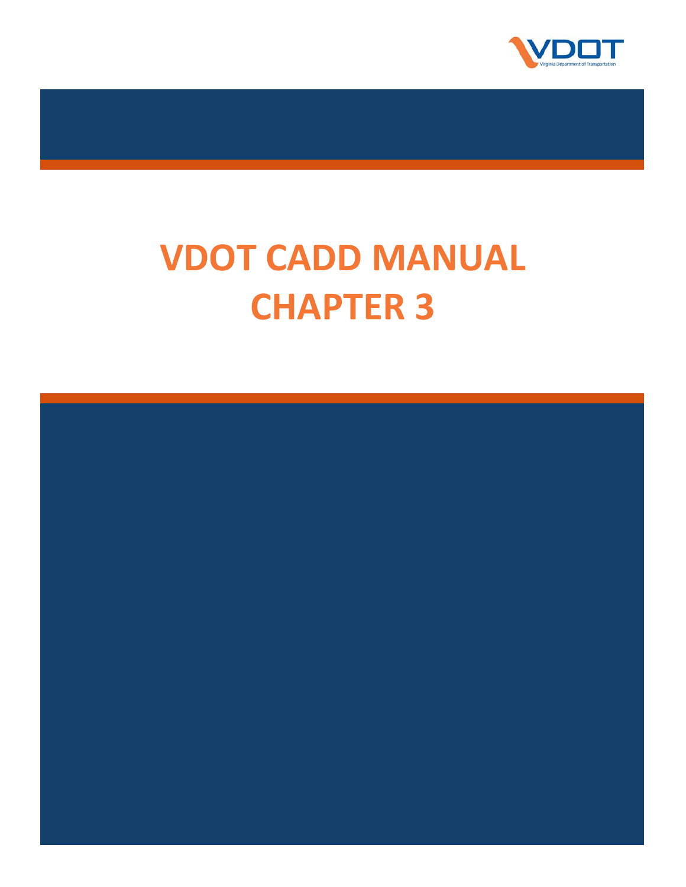VDOT
Virginia Department of Transportation

# VDOT CADD MANUAL
# CHAPTER 3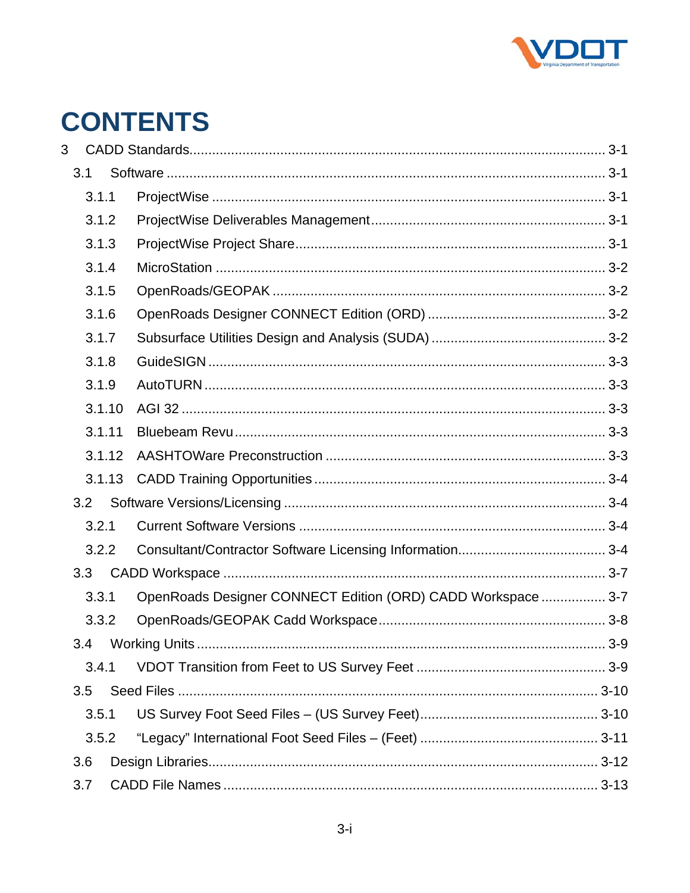# CONTENTS

3 CADD Standards ........................................................................................................ 3-1
- 3.1 Software ............................................................................................................ 3-1
  - 3.1.1 ProjectWise .................................................................................................. 3-1
  - 3.1.2 ProjectWise Deliverables Management ........................................................ 3-1
  - 3.1.3 ProjectWise Project Share ............................................................................ 3-1
  - 3.1.4 MicroStation ................................................................................................. 3-2
  - 3.1.5 OpenRoads/GEOPAK .................................................................................... 3-2
  - 3.1.6 OpenRoads Designer CONNECT Edition (ORD) ............................................ 3-2
  - 3.1.7 Subsurface Utilities Design and Analysis (SUDA) ........................................ 3-2
  - 3.1.8 GuideSIGN ................................................................................................... 3-3
  - 3.1.9 AutoTURN .................................................................................................... 3-3
  - 3.1.10 AGI 32 ........................................................................................................ 3-3
  - 3.1.11 Bluebeam Revu .......................................................................................... 3-3
  - 3.1.12 AASHTOWare Preconstruction ................................................................... 3-3
  - 3.1.13 CADD Training Opportunities ..................................................................... 3-4
- 3.2 Software Versions/Licensing ............................................................................. 3-4
  - 3.2.1 Current Software Versions ............................................................................ 3-4
  - 3.2.2 Consultant/Contractor Software Licensing Information ................................. 3-4
- 3.3 CADD Workspace ............................................................................................. 3-7
  - 3.3.1 OpenRoads Designer CONNECT Edition (ORD) CADD Workspace ................ 3-7
  - 3.3.2 OpenRoads/GEOPAK Cadd Workspace ........................................................ 3-8
- 3.4 Working Units .................................................................................................... 3-9
  - 3.4.1 VDOT Transition from Feet to US Survey Feet ............................................. 3-9
- 3.5 Seed Files ........................................................................................................ 3-10
  - 3.5.1 US Survey Foot Seed Files – (US Survey Feet) ........................................... 3-10
  - 3.5.2 "Legacy" International Foot Seed Files – (Feet) ........................................... 3-11
- 3.6 Design Libraries ............................................................................................... 3-12
- 3.7 CADD File Names ............................................................................................ 3-13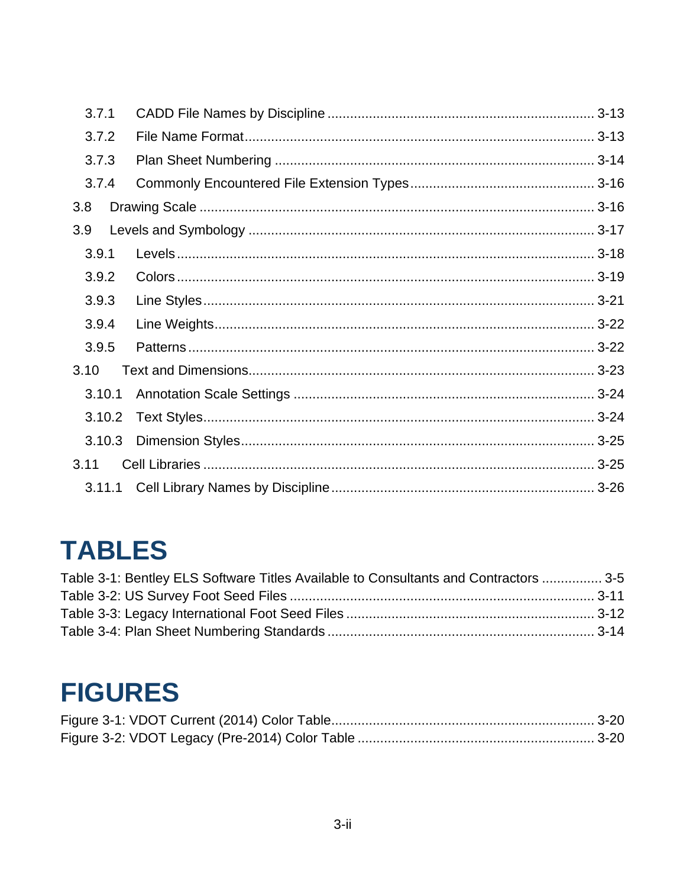3.7.1 CADD File Names by Discipline ........ 3-13

3.7.2 File Name Format ........ 3-13

3.7.3 Plan Sheet Numbering ........ 3-14

3.7.4 Commonly Encountered File Extension Types ........ 3-16

3.8 Drawing Scale ........ 3-16

3.9 Levels and Symbology ........ 3-17

3.9.1 Levels ........ 3-18

3.9.2 Colors ........ 3-19

3.9.3 Line Styles ........ 3-21

3.9.4 Line Weights ........ 3-22

3.9.5 Patterns ........ 3-22

3.10 Text and Dimensions ........ 3-23

3.10.1 Annotation Scale Settings ........ 3-24

3.10.2 Text Styles ........ 3-24

3.10.3 Dimension Styles ........ 3-25

3.11 Cell Libraries ........ 3-25

3.11.1 Cell Library Names by Discipline ........ 3-26

# TABLES

Table 3-1: Bentley ELS Software Titles Available to Consultants and Contractors ........ 3-5
Table 3-2: US Survey Foot Seed Files ........ 3-11
Table 3-3: Legacy International Foot Seed Files ........ 3-12
Table 3-4: Plan Sheet Numbering Standards ........ 3-14

# FIGURES

Figure 3-1: VDOT Current (2014) Color Table ........ 3-20
Figure 3-2: VDOT Legacy (Pre-2014) Color Table ........ 3-20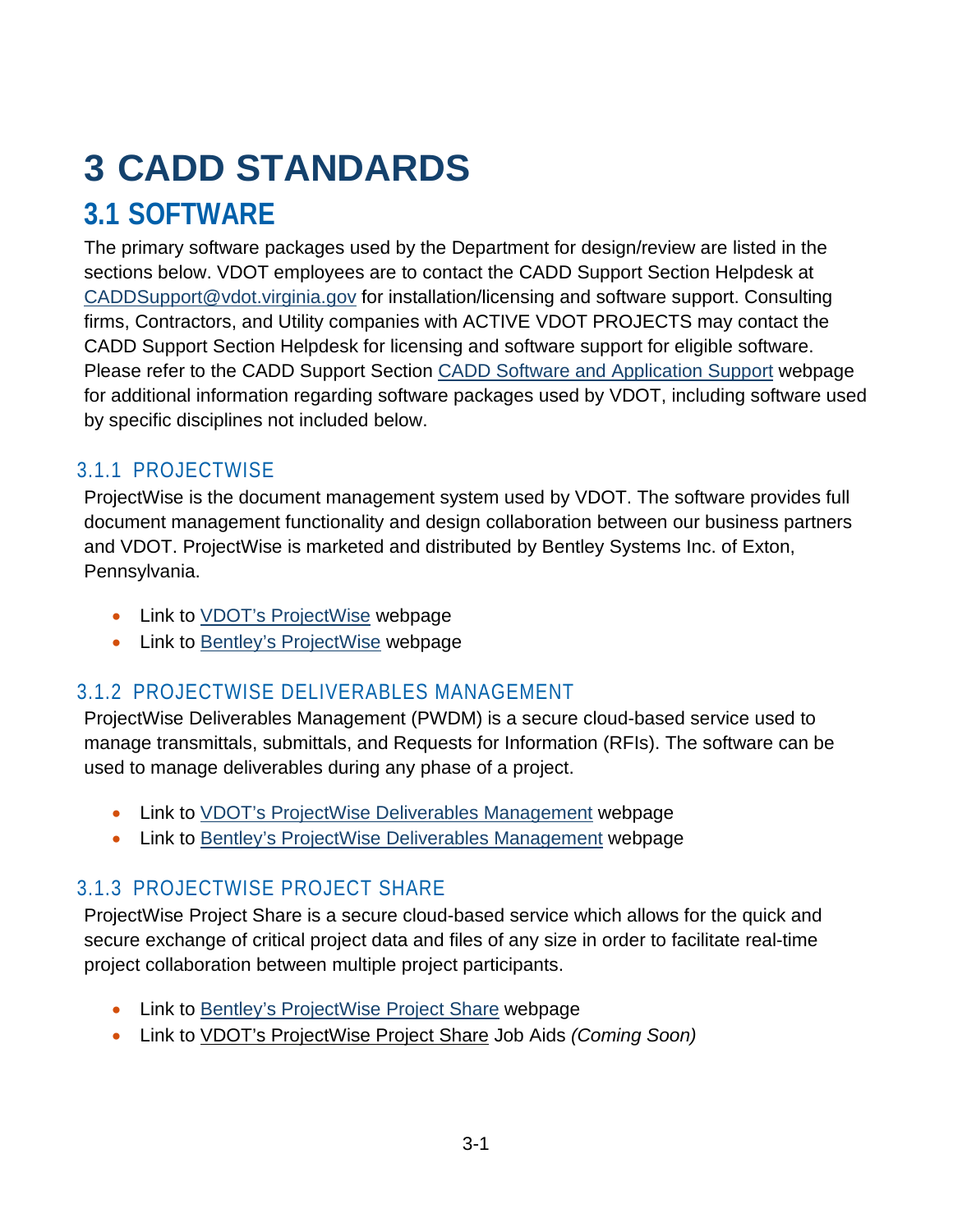# 3 CADD STANDARDS

## 3.1 SOFTWARE

The primary software packages used by the Department for design/review are listed in the sections below. VDOT employees are to contact the CADD Support Section Helpdesk at CADDSupport@vdot.virginia.gov for installation/licensing and software support. Consulting firms, Contractors, and Utility companies with ACTIVE VDOT PROJECTS may contact the CADD Support Section Helpdesk for licensing and software support for eligible software. Please refer to the CADD Support Section CADD Software and Application Support webpage for additional information regarding software packages used by VDOT, including software used by specific disciplines not included below.

### 3.1.1 PROJECTWISE

ProjectWise is the document management system used by VDOT. The software provides full document management functionality and design collaboration between our business partners and VDOT. ProjectWise is marketed and distributed by Bentley Systems Inc. of Exton, Pennsylvania.

- Link to VDOT's ProjectWise webpage
- Link to Bentley's ProjectWise webpage

### 3.1.2 PROJECTWISE DELIVERABLES MANAGEMENT

ProjectWise Deliverables Management (PWDM) is a secure cloud-based service used to manage transmittals, submittals, and Requests for Information (RFIs). The software can be used to manage deliverables during any phase of a project.

- Link to VDOT's ProjectWise Deliverables Management webpage
- Link to Bentley's ProjectWise Deliverables Management webpage

### 3.1.3 PROJECTWISE PROJECT SHARE

ProjectWise Project Share is a secure cloud-based service which allows for the quick and secure exchange of critical project data and files of any size in order to facilitate real-time project collaboration between multiple project participants.

- Link to Bentley's ProjectWise Project Share webpage
- Link to VDOT's ProjectWise Project Share Job Aids *(Coming Soon)*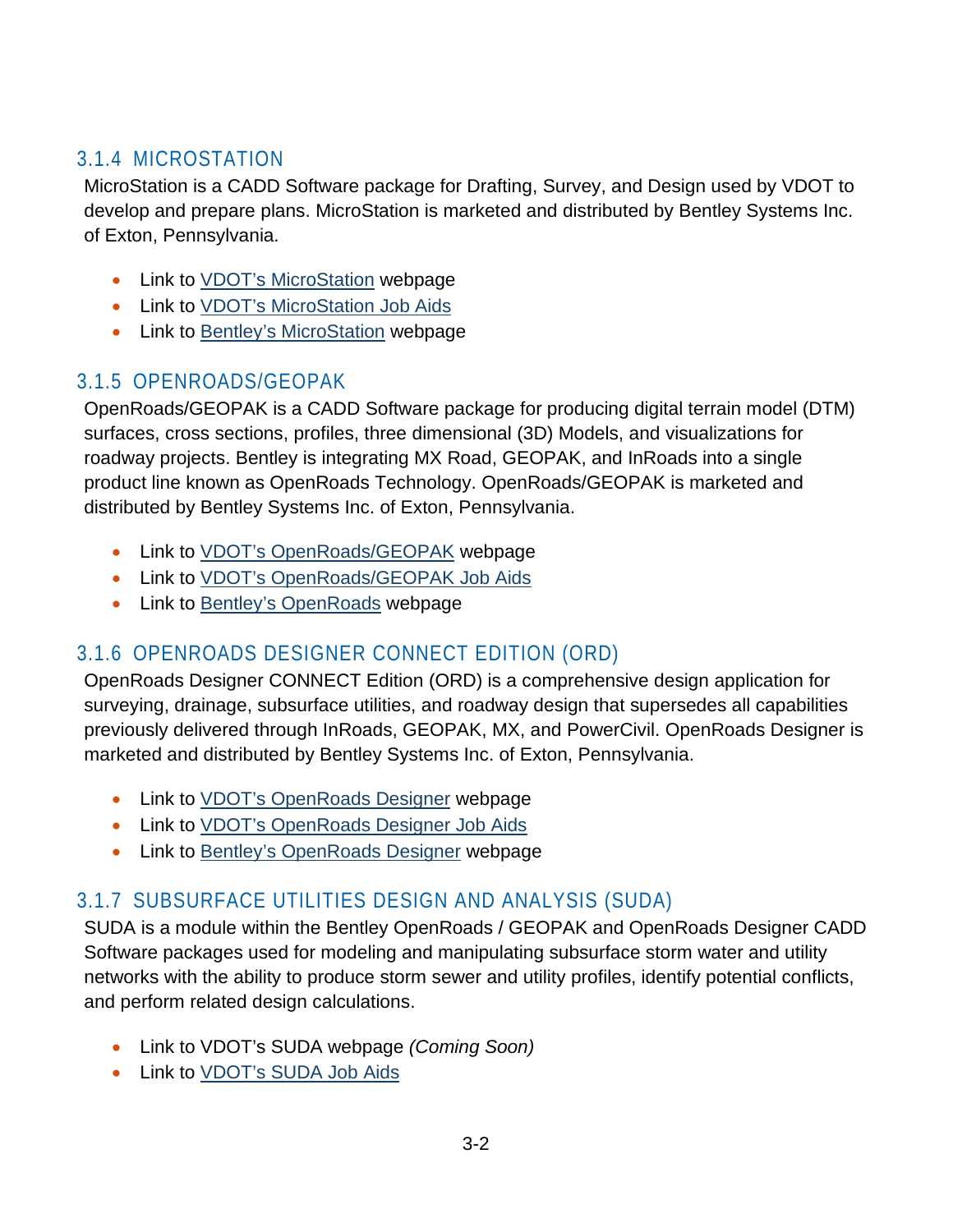### 3.1.4 MICROSTATION

MicroStation is a CADD Software package for Drafting, Survey, and Design used by VDOT to develop and prepare plans. MicroStation is marketed and distributed by Bentley Systems Inc. of Exton, Pennsylvania.

- Link to VDOT's MicroStation webpage
- Link to VDOT's MicroStation Job Aids
- Link to Bentley's MicroStation webpage

### 3.1.5 OPENROADS/GEOPAK

OpenRoads/GEOPAK is a CADD Software package for producing digital terrain model (DTM) surfaces, cross sections, profiles, three dimensional (3D) Models, and visualizations for roadway projects. Bentley is integrating MX Road, GEOPAK, and InRoads into a single product line known as OpenRoads Technology. OpenRoads/GEOPAK is marketed and distributed by Bentley Systems Inc. of Exton, Pennsylvania.

- Link to VDOT's OpenRoads/GEOPAK webpage
- Link to VDOT's OpenRoads/GEOPAK Job Aids
- Link to Bentley's OpenRoads webpage

### 3.1.6 OPENROADS DESIGNER CONNECT EDITION (ORD)

OpenRoads Designer CONNECT Edition (ORD) is a comprehensive design application for surveying, drainage, subsurface utilities, and roadway design that supersedes all capabilities previously delivered through InRoads, GEOPAK, MX, and PowerCivil. OpenRoads Designer is marketed and distributed by Bentley Systems Inc. of Exton, Pennsylvania.

- Link to VDOT's OpenRoads Designer webpage
- Link to VDOT's OpenRoads Designer Job Aids
- Link to Bentley's OpenRoads Designer webpage

### 3.1.7 SUBSURFACE UTILITIES DESIGN AND ANALYSIS (SUDA)

SUDA is a module within the Bentley OpenRoads / GEOPAK and OpenRoads Designer CADD Software packages used for modeling and manipulating subsurface storm water and utility networks with the ability to produce storm sewer and utility profiles, identify potential conflicts, and perform related design calculations.

- Link to VDOT's SUDA webpage *(Coming Soon)*
- Link to VDOT's SUDA Job Aids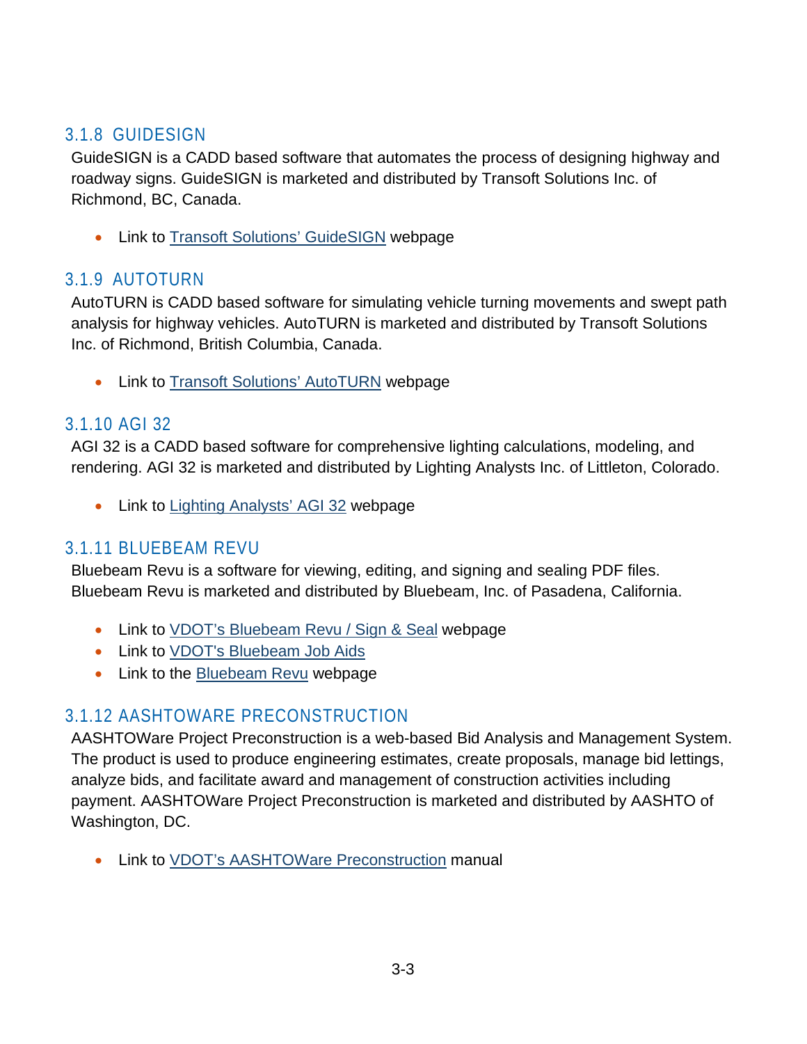### 3.1.8 GUIDESIGN

GuideSIGN is a CADD based software that automates the process of designing highway and roadway signs. GuideSIGN is marketed and distributed by Transoft Solutions Inc. of Richmond, BC, Canada.

- Link to Transoft Solutions' GuideSIGN webpage

### 3.1.9 AUTOTURN

AutoTURN is CADD based software for simulating vehicle turning movements and swept path analysis for highway vehicles. AutoTURN is marketed and distributed by Transoft Solutions Inc. of Richmond, British Columbia, Canada.

- Link to Transoft Solutions' AutoTURN webpage

### 3.1.10 AGI 32

AGI 32 is a CADD based software for comprehensive lighting calculations, modeling, and rendering. AGI 32 is marketed and distributed by Lighting Analysts Inc. of Littleton, Colorado.

- Link to Lighting Analysts' AGI 32 webpage

### 3.1.11 BLUEBEAM REVU

Bluebeam Revu is a software for viewing, editing, and signing and sealing PDF files. Bluebeam Revu is marketed and distributed by Bluebeam, Inc. of Pasadena, California.

- Link to VDOT's Bluebeam Revu / Sign & Seal webpage
- Link to VDOT's Bluebeam Job Aids
- Link to the Bluebeam Revu webpage

### 3.1.12 AASHTOWARE PRECONSTRUCTION

AASHTOWare Project Preconstruction is a web-based Bid Analysis and Management System. The product is used to produce engineering estimates, create proposals, manage bid lettings, analyze bids, and facilitate award and management of construction activities including payment. AASHTOWare Project Preconstruction is marketed and distributed by AASHTO of Washington, DC.

- Link to VDOT's AASHTOWare Preconstruction manual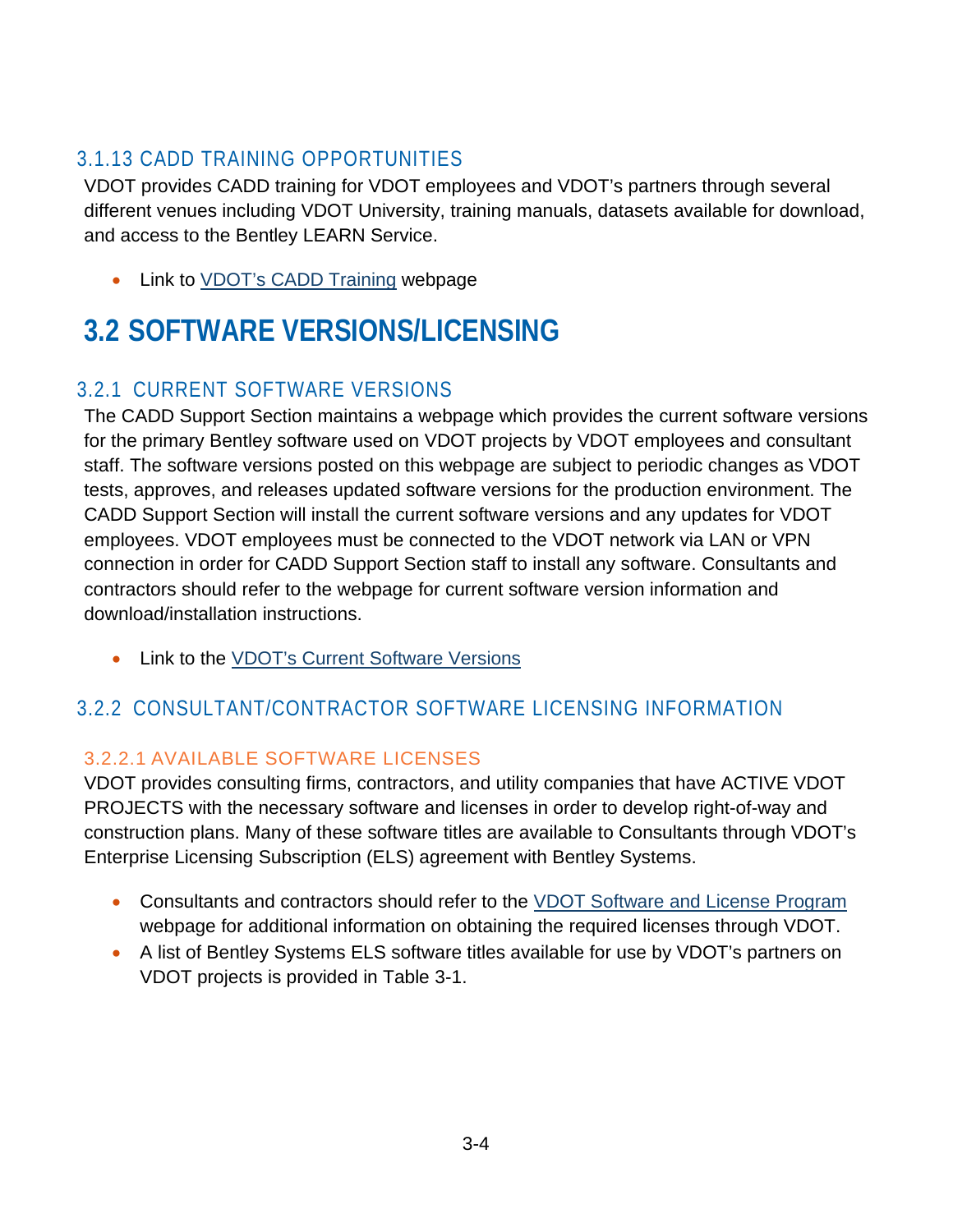### 3.1.13 CADD TRAINING OPPORTUNITIES

VDOT provides CADD training for VDOT employees and VDOT's partners through several different venues including VDOT University, training manuals, datasets available for download, and access to the Bentley LEARN Service.

- Link to VDOT's CADD Training webpage

## 3.2 SOFTWARE VERSIONS/LICENSING

### 3.2.1 CURRENT SOFTWARE VERSIONS

The CADD Support Section maintains a webpage which provides the current software versions for the primary Bentley software used on VDOT projects by VDOT employees and consultant staff. The software versions posted on this webpage are subject to periodic changes as VDOT tests, approves, and releases updated software versions for the production environment. The CADD Support Section will install the current software versions and any updates for VDOT employees. VDOT employees must be connected to the VDOT network via LAN or VPN connection in order for CADD Support Section staff to install any software. Consultants and contractors should refer to the webpage for current software version information and download/installation instructions.

- Link to the VDOT's Current Software Versions

### 3.2.2 CONSULTANT/CONTRACTOR SOFTWARE LICENSING INFORMATION

#### 3.2.2.1 AVAILABLE SOFTWARE LICENSES

VDOT provides consulting firms, contractors, and utility companies that have ACTIVE VDOT PROJECTS with the necessary software and licenses in order to develop right-of-way and construction plans. Many of these software titles are available to Consultants through VDOT's Enterprise Licensing Subscription (ELS) agreement with Bentley Systems.

- Consultants and contractors should refer to the VDOT Software and License Program webpage for additional information on obtaining the required licenses through VDOT.
- A list of Bentley Systems ELS software titles available for use by VDOT's partners on VDOT projects is provided in Table 3-1.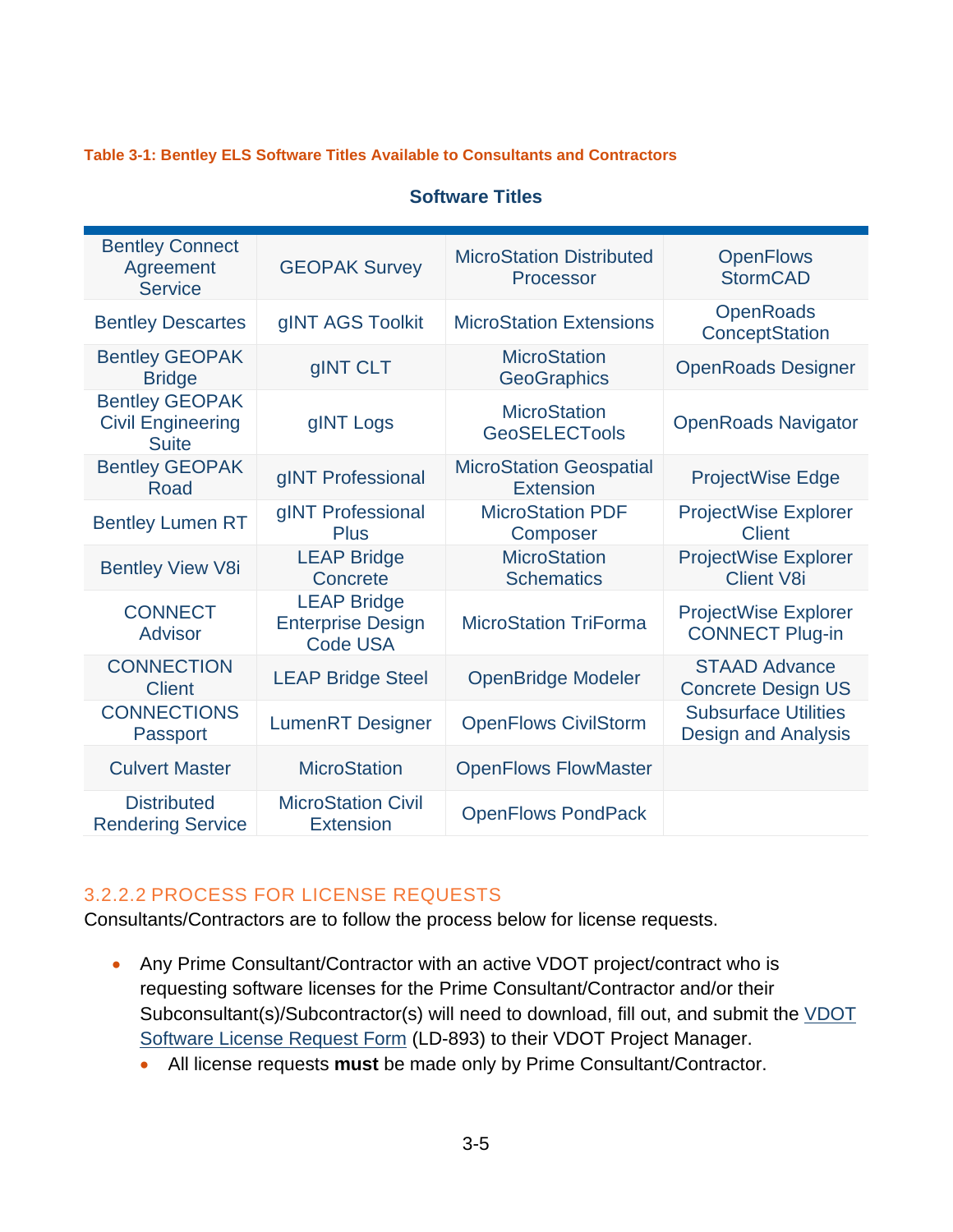**Table 3-1: Bentley ELS Software Titles Available to Consultants and Contractors**

| Software Titles | | | |
|---|---|---|---|
| Bentley Connect Agreement Service | GEOPAK Survey | MicroStation Distributed Processor | OpenFlows StormCAD |
| Bentley Descartes | gINT AGS Toolkit | MicroStation Extensions | OpenRoads ConceptStation |
| Bentley GEOPAK Bridge | gINT CLT | MicroStation GeoGraphics | OpenRoads Designer |
| Bentley GEOPAK Civil Engineering Suite | gINT Logs | MicroStation GeoSELECTools | OpenRoads Navigator |
| Bentley GEOPAK Road | gINT Professional | MicroStation Geospatial Extension | ProjectWise Edge |
| Bentley Lumen RT | gINT Professional Plus | MicroStation PDF Composer | ProjectWise Explorer Client |
| Bentley View V8i | LEAP Bridge Concrete | MicroStation Schematics | ProjectWise Explorer Client V8i |
| CONNECT Advisor | LEAP Bridge Enterprise Design Code USA | MicroStation TriForma | ProjectWise Explorer CONNECT Plug-in |
| CONNECTION Client | LEAP Bridge Steel | OpenBridge Modeler | STAAD Advance Concrete Design US |
| CONNECTIONS Passport | LumenRT Designer | OpenFlows CivilStorm | Subsurface Utilities Design and Analysis |
| Culvert Master | MicroStation | OpenFlows FlowMaster | |
| Distributed Rendering Service | MicroStation Civil Extension | OpenFlows PondPack | |

### 3.2.2.2 PROCESS FOR LICENSE REQUESTS

Consultants/Contractors are to follow the process below for license requests.

- Any Prime Consultant/Contractor with an active VDOT project/contract who is requesting software licenses for the Prime Consultant/Contractor and/or their Subconsultant(s)/Subcontractor(s) will need to download, fill out, and submit the VDOT Software License Request Form (LD-893) to their VDOT Project Manager.
  - All license requests **must** be made only by Prime Consultant/Contractor.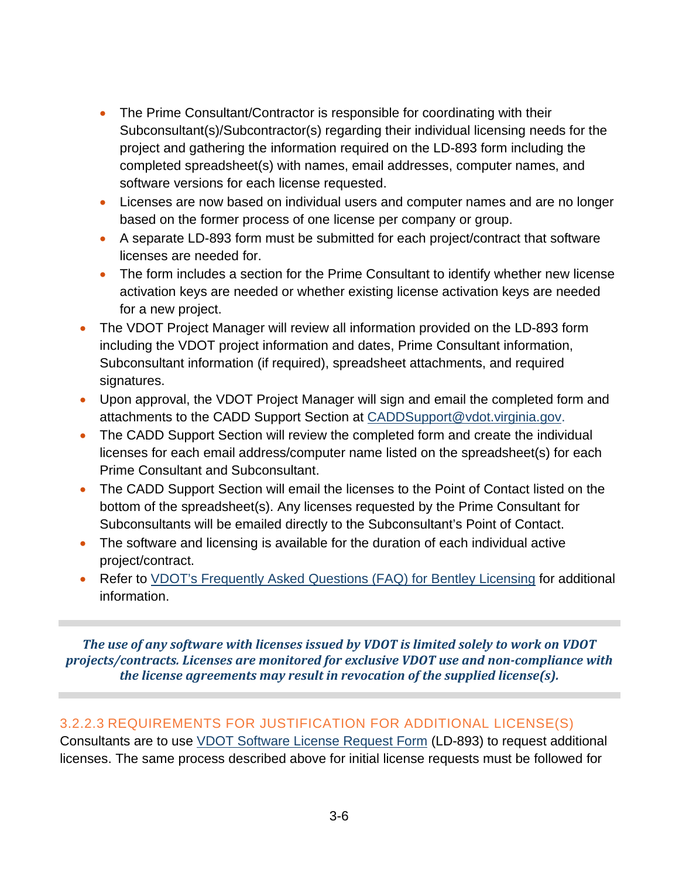- The Prime Consultant/Contractor is responsible for coordinating with their Subconsultant(s)/Subcontractor(s) regarding their individual licensing needs for the project and gathering the information required on the LD-893 form including the completed spreadsheet(s) with names, email addresses, computer names, and software versions for each license requested.
    - Licenses are now based on individual users and computer names and are no longer based on the former process of one license per company or group.
    - A separate LD-893 form must be submitted for each project/contract that software licenses are needed for.
    - The form includes a section for the Prime Consultant to identify whether new license activation keys are needed or whether existing license activation keys are needed for a new project.
- The VDOT Project Manager will review all information provided on the LD-893 form including the VDOT project information and dates, Prime Consultant information, Subconsultant information (if required), spreadsheet attachments, and required signatures.
- Upon approval, the VDOT Project Manager will sign and email the completed form and attachments to the CADD Support Section at [CADDSupport@vdot.virginia.gov](mailto:CADDSupport@vdot.virginia.gov).
- The CADD Support Section will review the completed form and create the individual licenses for each email address/computer name listed on the spreadsheet(s) for each Prime Consultant and Subconsultant.
- The CADD Support Section will email the licenses to the Point of Contact listed on the bottom of the spreadsheet(s). Any licenses requested by the Prime Consultant for Subconsultants will be emailed directly to the Subconsultant's Point of Contact.
- The software and licensing is available for the duration of each individual active project/contract.
- Refer to VDOT's Frequently Asked Questions (FAQ) for Bentley Licensing for additional information.

***The use of any software with licenses issued by VDOT is limited solely to work on VDOT projects/contracts. Licenses are monitored for exclusive VDOT use and non-compliance with the license agreements may result in revocation of the supplied license(s).***

#### 3.2.2.3 REQUIREMENTS FOR JUSTIFICATION FOR ADDITIONAL LICENSE(S)

Consultants are to use VDOT Software License Request Form (LD-893) to request additional licenses. The same process described above for initial license requests must be followed for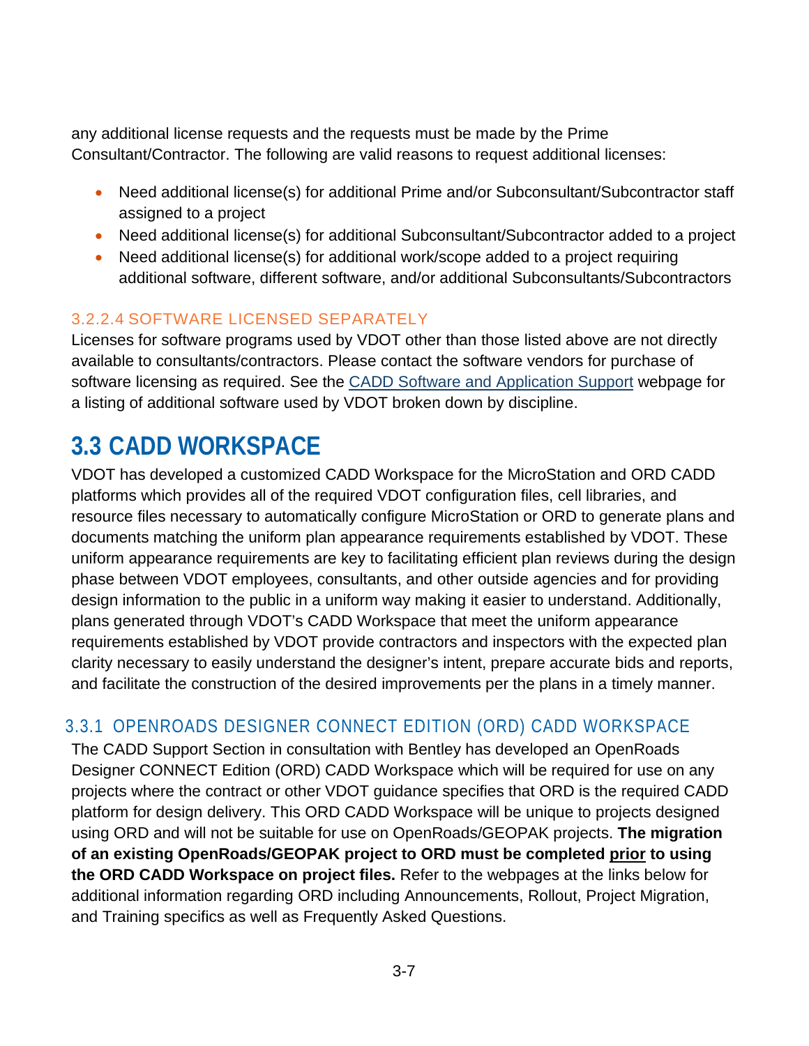any additional license requests and the requests must be made by the Prime Consultant/Contractor. The following are valid reasons to request additional licenses:

- Need additional license(s) for additional Prime and/or Subconsultant/Subcontractor staff assigned to a project
- Need additional license(s) for additional Subconsultant/Subcontractor added to a project
- Need additional license(s) for additional work/scope added to a project requiring additional software, different software, and/or additional Subconsultants/Subcontractors

#### 3.2.2.4 SOFTWARE LICENSED SEPARATELY

Licenses for software programs used by VDOT other than those listed above are not directly available to consultants/contractors. Please contact the software vendors for purchase of software licensing as required. See the CADD Software and Application Support webpage for a listing of additional software used by VDOT broken down by discipline.

## 3.3 CADD WORKSPACE

VDOT has developed a customized CADD Workspace for the MicroStation and ORD CADD platforms which provides all of the required VDOT configuration files, cell libraries, and resource files necessary to automatically configure MicroStation or ORD to generate plans and documents matching the uniform plan appearance requirements established by VDOT. These uniform appearance requirements are key to facilitating efficient plan reviews during the design phase between VDOT employees, consultants, and other outside agencies and for providing design information to the public in a uniform way making it easier to understand. Additionally, plans generated through VDOT's CADD Workspace that meet the uniform appearance requirements established by VDOT provide contractors and inspectors with the expected plan clarity necessary to easily understand the designer's intent, prepare accurate bids and reports, and facilitate the construction of the desired improvements per the plans in a timely manner.

### 3.3.1 OPENROADS DESIGNER CONNECT EDITION (ORD) CADD WORKSPACE

The CADD Support Section in consultation with Bentley has developed an OpenRoads Designer CONNECT Edition (ORD) CADD Workspace which will be required for use on any projects where the contract or other VDOT guidance specifies that ORD is the required CADD platform for design delivery. This ORD CADD Workspace will be unique to projects designed using ORD and will not be suitable for use on OpenRoads/GEOPAK projects. **The migration of an existing OpenRoads/GEOPAK project to ORD must be completed <u>prior</u> to using the ORD CADD Workspace on project files.** Refer to the webpages at the links below for additional information regarding ORD including Announcements, Rollout, Project Migration, and Training specifics as well as Frequently Asked Questions.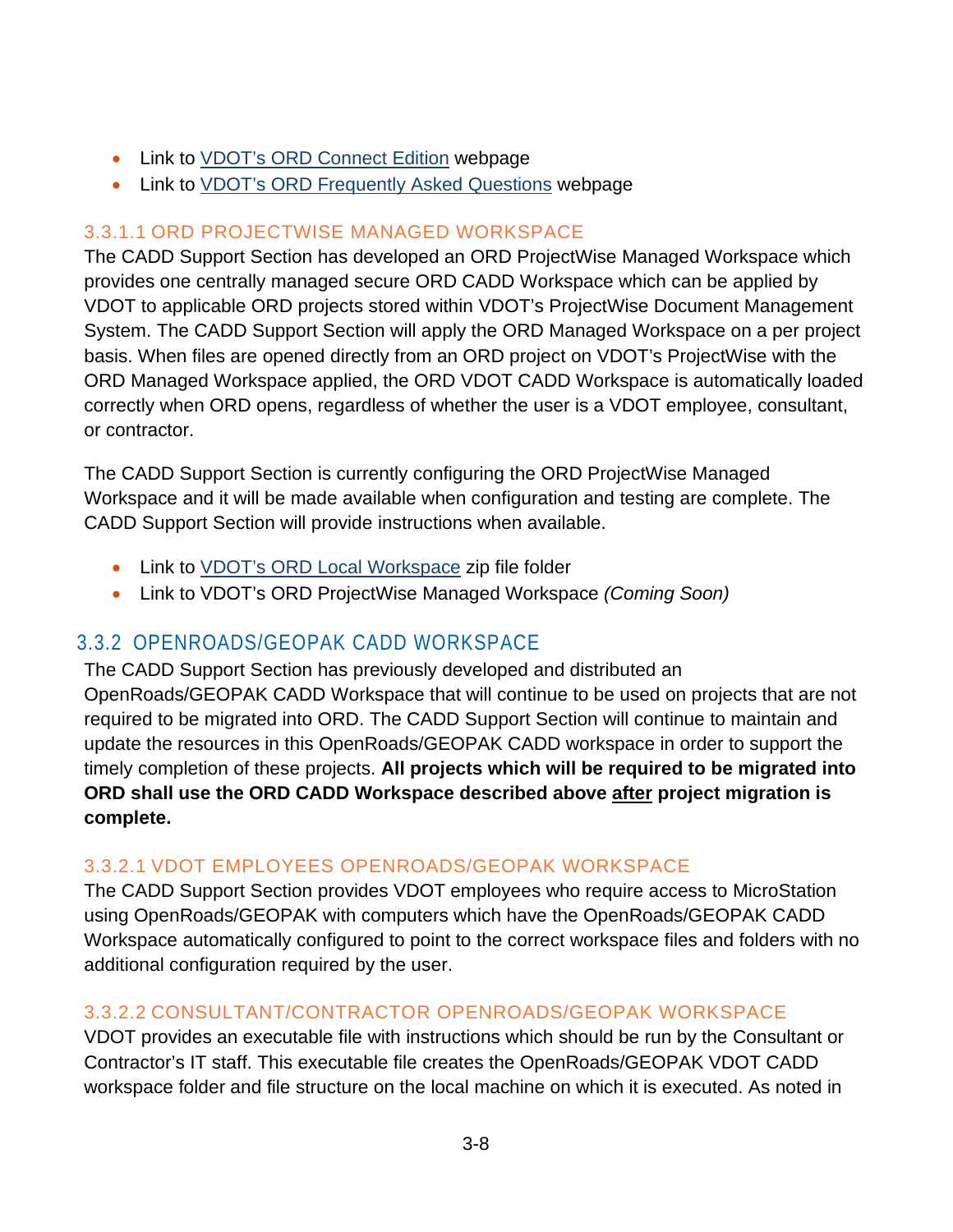- Link to VDOT's ORD Connect Edition webpage
- Link to VDOT's ORD Frequently Asked Questions webpage

#### 3.3.1.1 ORD PROJECTWISE MANAGED WORKSPACE

The CADD Support Section has developed an ORD ProjectWise Managed Workspace which provides one centrally managed secure ORD CADD Workspace which can be applied by VDOT to applicable ORD projects stored within VDOT's ProjectWise Document Management System. The CADD Support Section will apply the ORD Managed Workspace on a per project basis. When files are opened directly from an ORD project on VDOT's ProjectWise with the ORD Managed Workspace applied, the ORD VDOT CADD Workspace is automatically loaded correctly when ORD opens, regardless of whether the user is a VDOT employee, consultant, or contractor.

The CADD Support Section is currently configuring the ORD ProjectWise Managed Workspace and it will be made available when configuration and testing are complete. The CADD Support Section will provide instructions when available.

- Link to VDOT's ORD Local Workspace zip file folder
- Link to VDOT's ORD ProjectWise Managed Workspace *(Coming Soon)*

### 3.3.2 OPENROADS/GEOPAK CADD WORKSPACE

The CADD Support Section has previously developed and distributed an OpenRoads/GEOPAK CADD Workspace that will continue to be used on projects that are not required to be migrated into ORD. The CADD Support Section will continue to maintain and update the resources in this OpenRoads/GEOPAK CADD workspace in order to support the timely completion of these projects. **All projects which will be required to be migrated into ORD shall use the ORD CADD Workspace described above <u>after</u> project migration is complete.**

#### 3.3.2.1 VDOT EMPLOYEES OPENROADS/GEOPAK WORKSPACE

The CADD Support Section provides VDOT employees who require access to MicroStation using OpenRoads/GEOPAK with computers which have the OpenRoads/GEOPAK CADD Workspace automatically configured to point to the correct workspace files and folders with no additional configuration required by the user.

#### 3.3.2.2 CONSULTANT/CONTRACTOR OPENROADS/GEOPAK WORKSPACE

VDOT provides an executable file with instructions which should be run by the Consultant or Contractor's IT staff. This executable file creates the OpenRoads/GEOPAK VDOT CADD workspace folder and file structure on the local machine on which it is executed. As noted in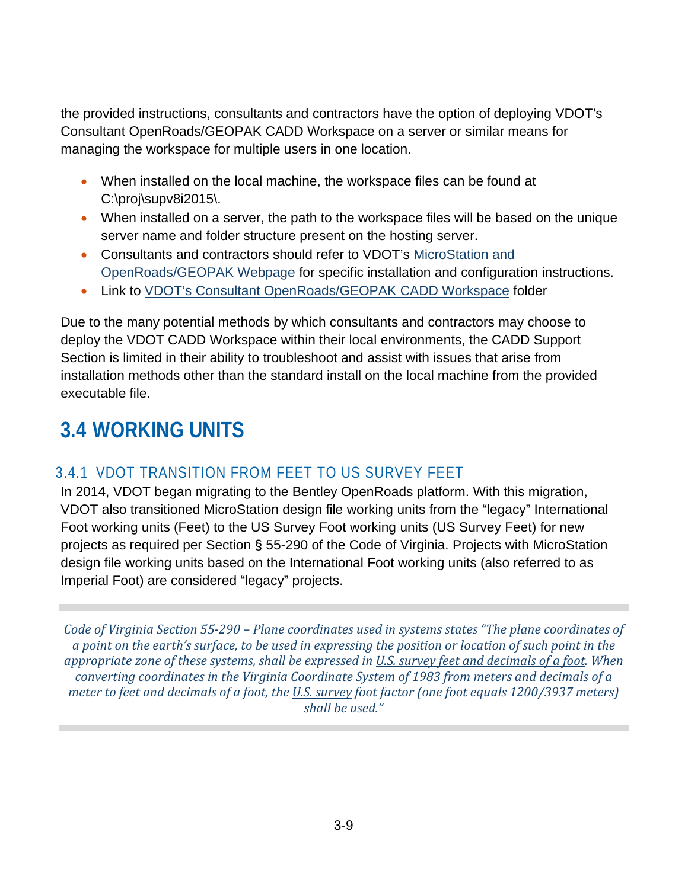the provided instructions, consultants and contractors have the option of deploying VDOT's Consultant OpenRoads/GEOPAK CADD Workspace on a server or similar means for managing the workspace for multiple users in one location.

- When installed on the local machine, the workspace files can be found at C:\proj\supv8i2015\.
- When installed on a server, the path to the workspace files will be based on the unique server name and folder structure present on the hosting server.
- Consultants and contractors should refer to VDOT's MicroStation and OpenRoads/GEOPAK Webpage for specific installation and configuration instructions.
- Link to VDOT's Consultant OpenRoads/GEOPAK CADD Workspace folder

Due to the many potential methods by which consultants and contractors may choose to deploy the VDOT CADD Workspace within their local environments, the CADD Support Section is limited in their ability to troubleshoot and assist with issues that arise from installation methods other than the standard install on the local machine from the provided executable file.

# 3.4 WORKING UNITS

## 3.4.1 VDOT TRANSITION FROM FEET TO US SURVEY FEET

In 2014, VDOT began migrating to the Bentley OpenRoads platform. With this migration, VDOT also transitioned MicroStation design file working units from the "legacy" International Foot working units (Feet) to the US Survey Foot working units (US Survey Feet) for new projects as required per Section § 55-290 of the Code of Virginia. Projects with MicroStation design file working units based on the International Foot working units (also referred to as Imperial Foot) are considered "legacy" projects.

*Code of Virginia Section 55-290 – Plane coordinates used in systems states "The plane coordinates of a point on the earth's surface, to be used in expressing the position or location of such point in the appropriate zone of these systems, shall be expressed in U.S. survey feet and decimals of a foot. When converting coordinates in the Virginia Coordinate System of 1983 from meters and decimals of a meter to feet and decimals of a foot, the U.S. survey foot factor (one foot equals 1200/3937 meters) shall be used."*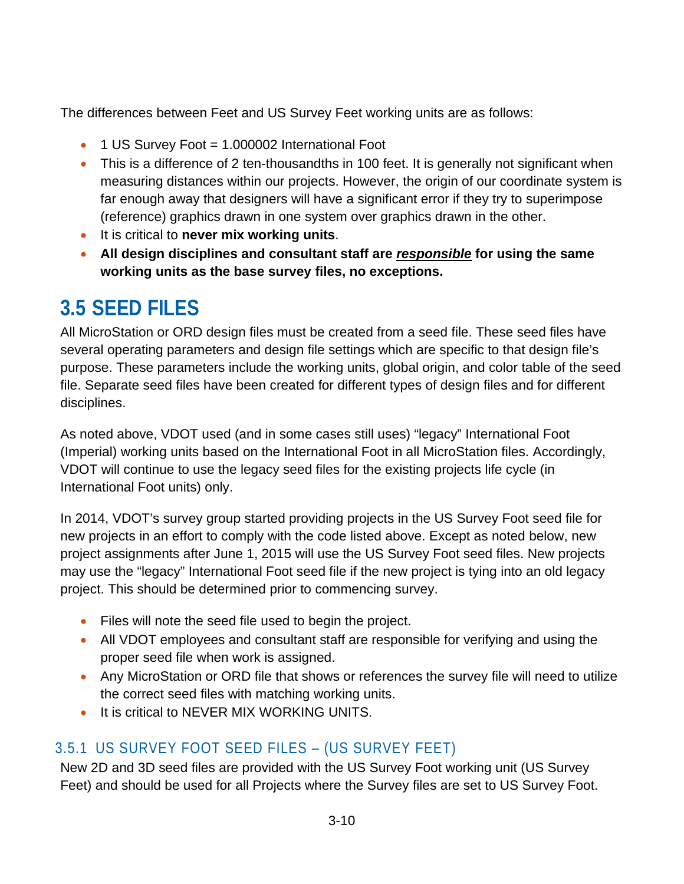The differences between Feet and US Survey Feet working units are as follows:

- 1 US Survey Foot = 1.000002 International Foot
- This is a difference of 2 ten-thousandths in 100 feet. It is generally not significant when measuring distances within our projects. However, the origin of our coordinate system is far enough away that designers will have a significant error if they try to superimpose (reference) graphics drawn in one system over graphics drawn in the other.
- It is critical to **never mix working units**.
- **All design disciplines and consultant staff are *<u>responsible</u>* for using the same working units as the base survey files, no exceptions.**

# 3.5 SEED FILES

All MicroStation or ORD design files must be created from a seed file. These seed files have several operating parameters and design file settings which are specific to that design file's purpose. These parameters include the working units, global origin, and color table of the seed file. Separate seed files have been created for different types of design files and for different disciplines.

As noted above, VDOT used (and in some cases still uses) "legacy" International Foot (Imperial) working units based on the International Foot in all MicroStation files. Accordingly, VDOT will continue to use the legacy seed files for the existing projects life cycle (in International Foot units) only.

In 2014, VDOT's survey group started providing projects in the US Survey Foot seed file for new projects in an effort to comply with the code listed above. Except as noted below, new project assignments after June 1, 2015 will use the US Survey Foot seed files. New projects may use the "legacy" International Foot seed file if the new project is tying into an old legacy project. This should be determined prior to commencing survey.

- Files will note the seed file used to begin the project.
- All VDOT employees and consultant staff are responsible for verifying and using the proper seed file when work is assigned.
- Any MicroStation or ORD file that shows or references the survey file will need to utilize the correct seed files with matching working units.
- It is critical to NEVER MIX WORKING UNITS.

## 3.5.1 US SURVEY FOOT SEED FILES – (US SURVEY FEET)

New 2D and 3D seed files are provided with the US Survey Foot working unit (US Survey Feet) and should be used for all Projects where the Survey files are set to US Survey Foot.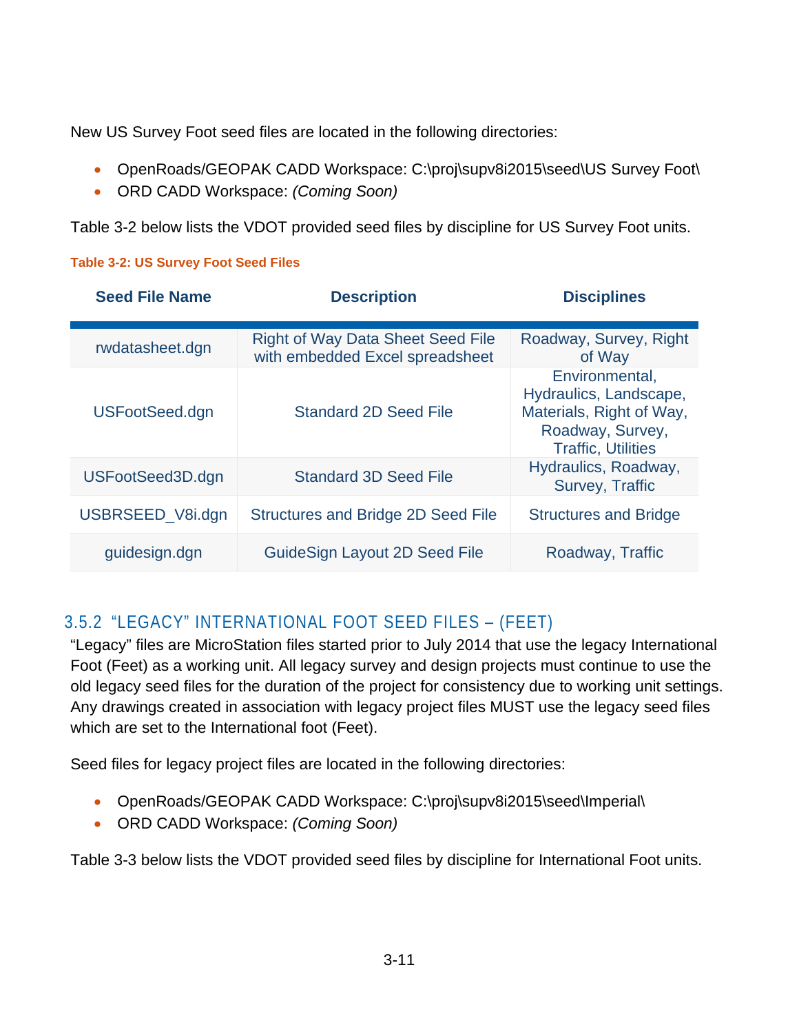New US Survey Foot seed files are located in the following directories:

- OpenRoads/GEOPAK CADD Workspace: C:\proj\supv8i2015\seed\US Survey Foot\
- ORD CADD Workspace: *(Coming Soon)*

Table 3-2 below lists the VDOT provided seed files by discipline for US Survey Foot units.

**Table 3-2: US Survey Foot Seed Files**

| Seed File Name | Description | Disciplines |
| --- | --- | --- |
| rwdatasheet.dgn | Right of Way Data Sheet Seed File with embedded Excel spreadsheet | Roadway, Survey, Right of Way |
| USFootSeed.dgn | Standard 2D Seed File | Environmental, Hydraulics, Landscape, Materials, Right of Way, Roadway, Survey, Traffic, Utilities |
| USFootSeed3D.dgn | Standard 3D Seed File | Hydraulics, Roadway, Survey, Traffic |
| USBRSEED_V8i.dgn | Structures and Bridge 2D Seed File | Structures and Bridge |
| guidesign.dgn | GuideSign Layout 2D Seed File | Roadway, Traffic |

### 3.5.2 "LEGACY" INTERNATIONAL FOOT SEED FILES – (FEET)

"Legacy" files are MicroStation files started prior to July 2014 that use the legacy International Foot (Feet) as a working unit. All legacy survey and design projects must continue to use the old legacy seed files for the duration of the project for consistency due to working unit settings. Any drawings created in association with legacy project files MUST use the legacy seed files which are set to the International foot (Feet).

Seed files for legacy project files are located in the following directories:

- OpenRoads/GEOPAK CADD Workspace: C:\proj\supv8i2015\seed\Imperial\
- ORD CADD Workspace: *(Coming Soon)*

Table 3-3 below lists the VDOT provided seed files by discipline for International Foot units.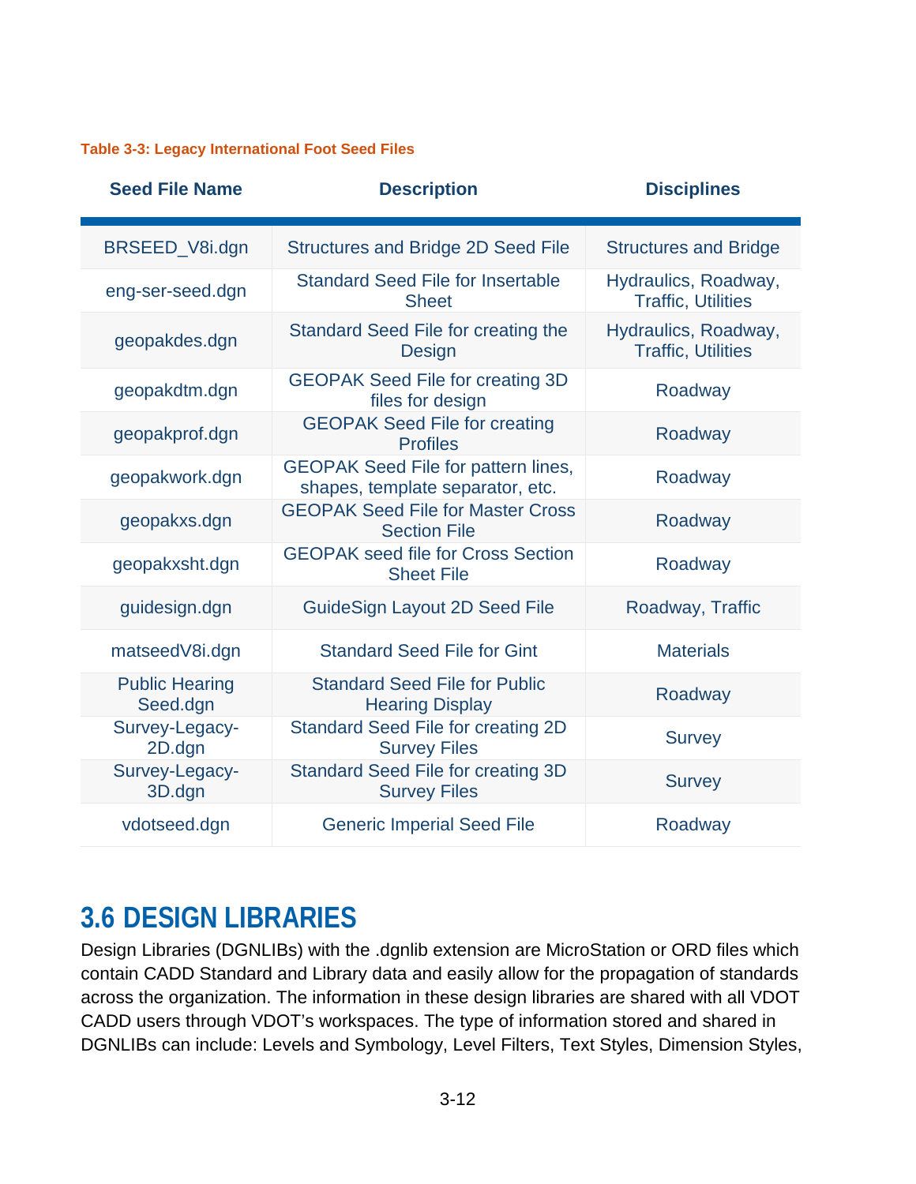**Table 3-3: Legacy International Foot Seed Files**

| Seed File Name | Description | Disciplines |
|---|---|---|
| BRSEED_V8i.dgn | Structures and Bridge 2D Seed File | Structures and Bridge |
| eng-ser-seed.dgn | Standard Seed File for Insertable Sheet | Hydraulics, Roadway, Traffic, Utilities |
| geopakdes.dgn | Standard Seed File for creating the Design | Hydraulics, Roadway, Traffic, Utilities |
| geopakdtm.dgn | GEOPAK Seed File for creating 3D files for design | Roadway |
| geopakprof.dgn | GEOPAK Seed File for creating Profiles | Roadway |
| geopakwork.dgn | GEOPAK Seed File for pattern lines, shapes, template separator, etc. | Roadway |
| geopakxs.dgn | GEOPAK Seed File for Master Cross Section File | Roadway |
| geopakxsht.dgn | GEOPAK seed file for Cross Section Sheet File | Roadway |
| guidesign.dgn | GuideSign Layout 2D Seed File | Roadway, Traffic |
| matseedV8i.dgn | Standard Seed File for Gint | Materials |
| Public Hearing Seed.dgn | Standard Seed File for Public Hearing Display | Roadway |
| Survey-Legacy-2D.dgn | Standard Seed File for creating 2D Survey Files | Survey |
| Survey-Legacy-3D.dgn | Standard Seed File for creating 3D Survey Files | Survey |
| vdotseed.dgn | Generic Imperial Seed File | Roadway |

## 3.6 DESIGN LIBRARIES

Design Libraries (DGNLIBs) with the .dgnlib extension are MicroStation or ORD files which contain CADD Standard and Library data and easily allow for the propagation of standards across the organization. The information in these design libraries are shared with all VDOT CADD users through VDOT's workspaces. The type of information stored and shared in DGNLIBs can include: Levels and Symbology, Level Filters, Text Styles, Dimension Styles,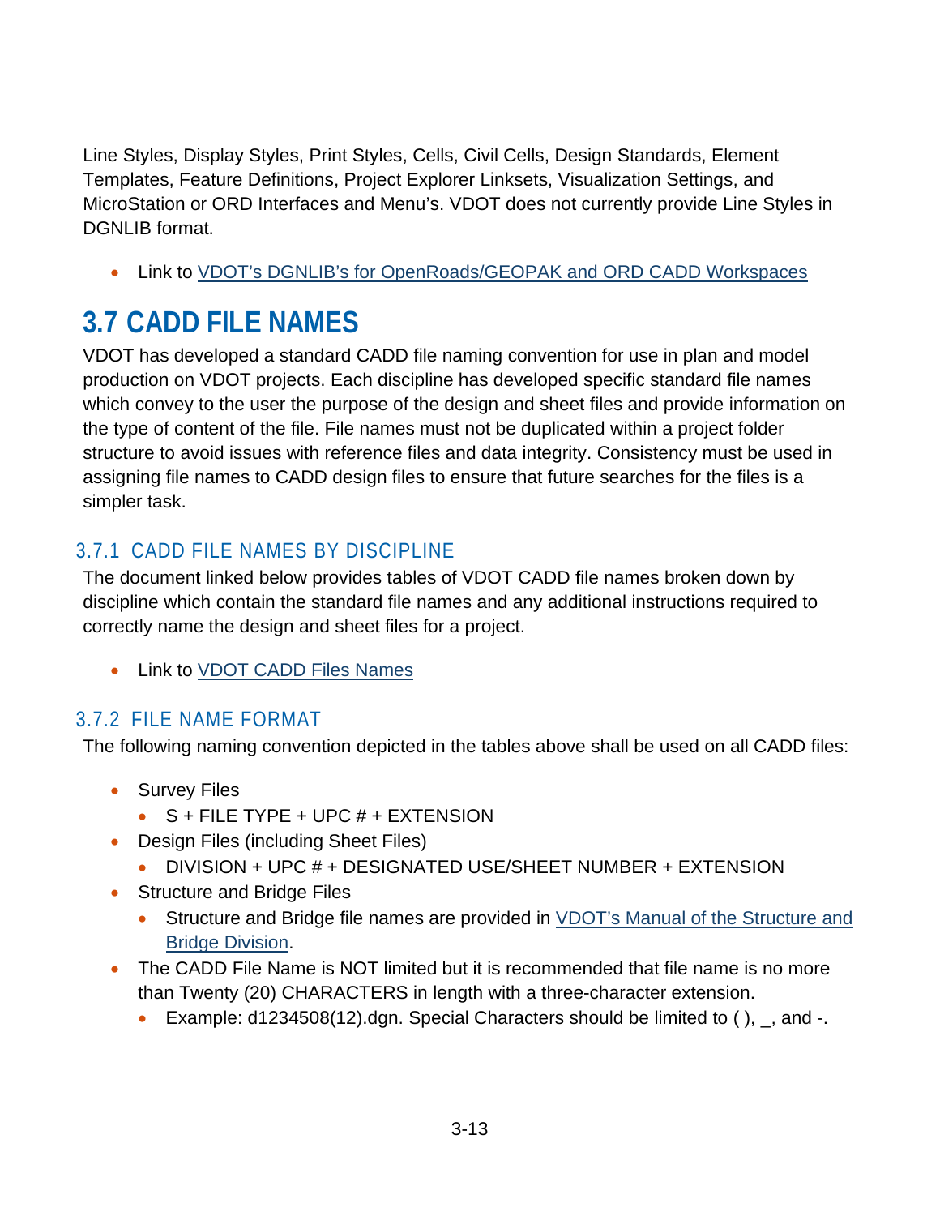Line Styles, Display Styles, Print Styles, Cells, Civil Cells, Design Standards, Element Templates, Feature Definitions, Project Explorer Linksets, Visualization Settings, and MicroStation or ORD Interfaces and Menu's. VDOT does not currently provide Line Styles in DGNLIB format.

- Link to VDOT's DGNLIB's for OpenRoads/GEOPAK and ORD CADD Workspaces

# 3.7 CADD FILE NAMES

VDOT has developed a standard CADD file naming convention for use in plan and model production on VDOT projects. Each discipline has developed specific standard file names which convey to the user the purpose of the design and sheet files and provide information on the type of content of the file. File names must not be duplicated within a project folder structure to avoid issues with reference files and data integrity. Consistency must be used in assigning file names to CADD design files to ensure that future searches for the files is a simpler task.

## 3.7.1 CADD FILE NAMES BY DISCIPLINE

The document linked below provides tables of VDOT CADD file names broken down by discipline which contain the standard file names and any additional instructions required to correctly name the design and sheet files for a project.

- Link to VDOT CADD Files Names

## 3.7.2 FILE NAME FORMAT

The following naming convention depicted in the tables above shall be used on all CADD files:

- Survey Files
  - S + FILE TYPE + UPC # + EXTENSION
- Design Files (including Sheet Files)
  - DIVISION + UPC # + DESIGNATED USE/SHEET NUMBER + EXTENSION
- Structure and Bridge Files
  - Structure and Bridge file names are provided in VDOT's Manual of the Structure and Bridge Division.
- The CADD File Name is NOT limited but it is recommended that file name is no more than Twenty (20) CHARACTERS in length with a three-character extension.
  - Example: d1234508(12).dgn. Special Characters should be limited to ( ), _, and -.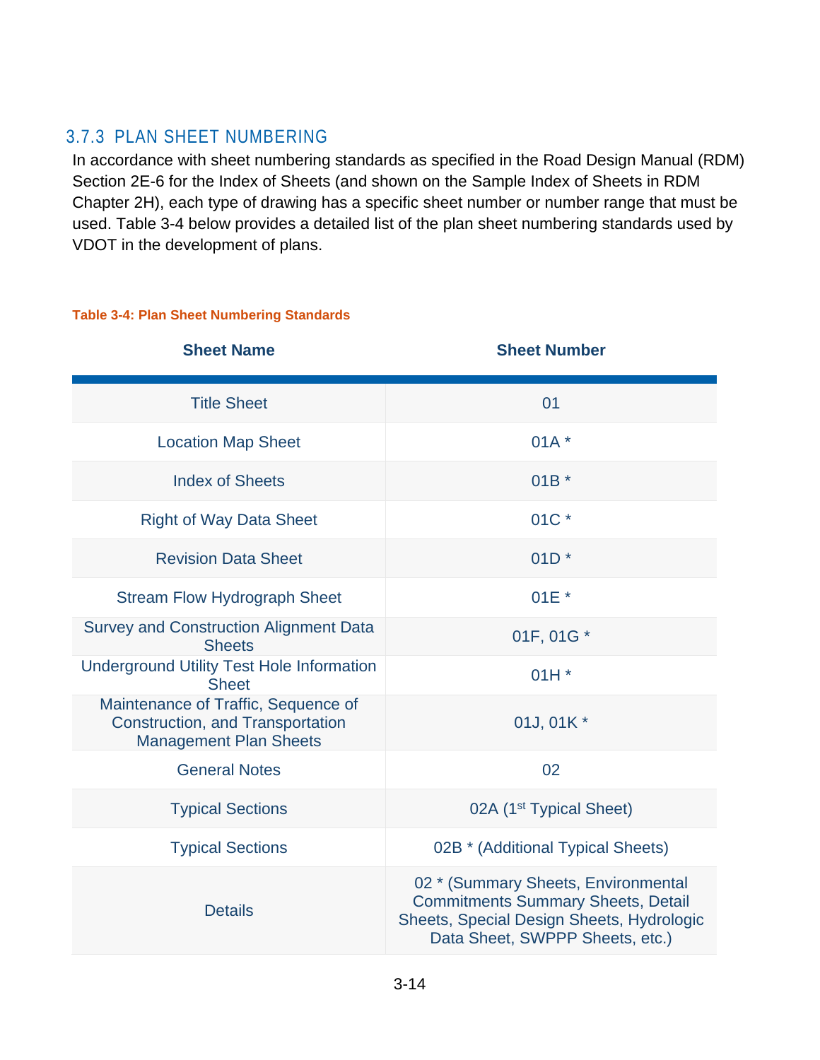### 3.7.3 PLAN SHEET NUMBERING

In accordance with sheet numbering standards as specified in the Road Design Manual (RDM) Section 2E-6 for the Index of Sheets (and shown on the Sample Index of Sheets in RDM Chapter 2H), each type of drawing has a specific sheet number or number range that must be used. Table 3-4 below provides a detailed list of the plan sheet numbering standards used by VDOT in the development of plans.

**Table 3-4: Plan Sheet Numbering Standards**

| Sheet Name | Sheet Number |
|---|---|
| Title Sheet | 01 |
| Location Map Sheet | 01A * |
| Index of Sheets | 01B * |
| Right of Way Data Sheet | 01C * |
| Revision Data Sheet | 01D * |
| Stream Flow Hydrograph Sheet | 01E * |
| Survey and Construction Alignment Data Sheets | 01F, 01G * |
| Underground Utility Test Hole Information Sheet | 01H * |
| Maintenance of Traffic, Sequence of Construction, and Transportation Management Plan Sheets | 01J, 01K * |
| General Notes | 02 |
| Typical Sections | 02A (1st Typical Sheet) |
| Typical Sections | 02B * (Additional Typical Sheets) |
| Details | 02 * (Summary Sheets, Environmental Commitments Summary Sheets, Detail Sheets, Special Design Sheets, Hydrologic Data Sheet, SWPPP Sheets, etc.) |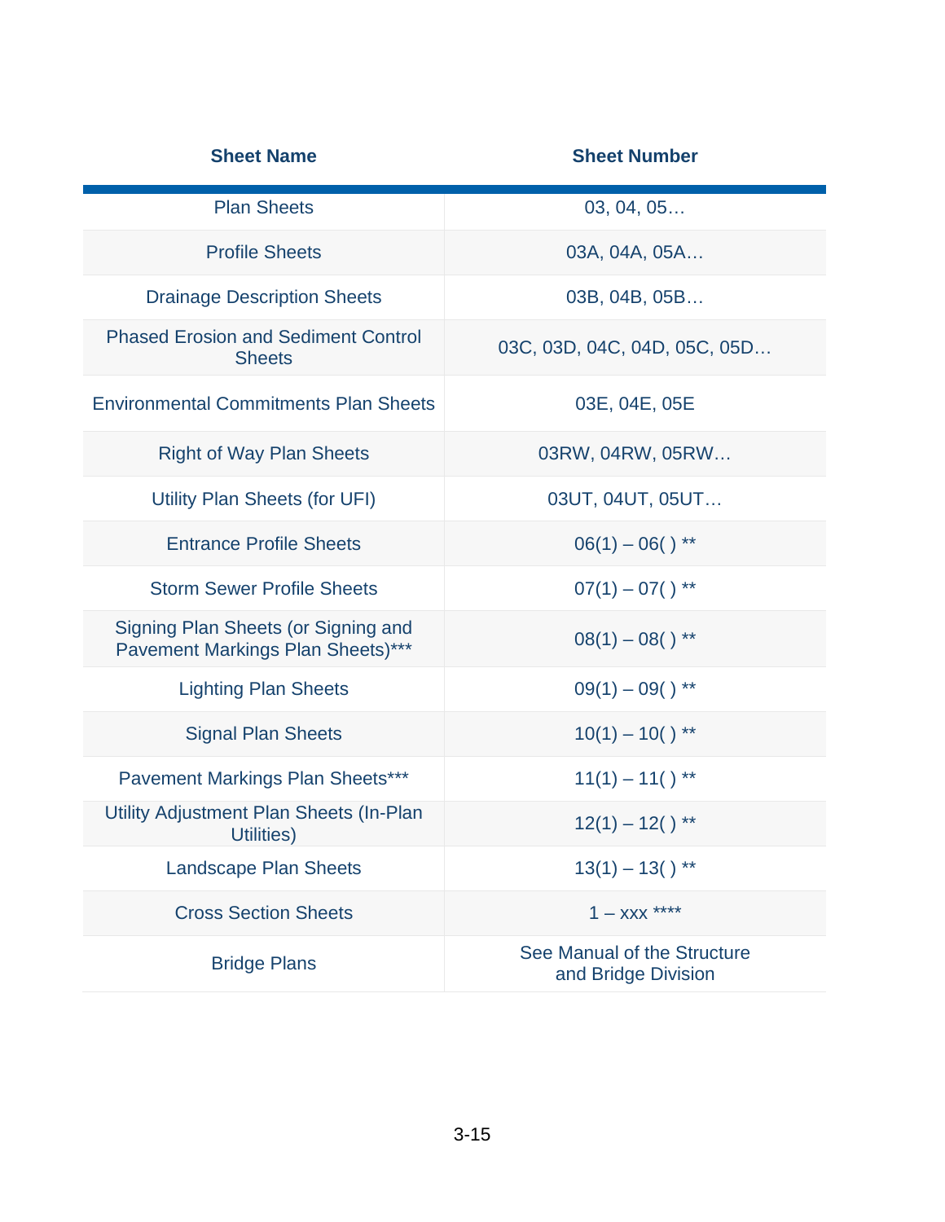| Sheet Name | Sheet Number |
|---|---|
| Plan Sheets | 03, 04, 05… |
| Profile Sheets | 03A, 04A, 05A… |
| Drainage Description Sheets | 03B, 04B, 05B… |
| Phased Erosion and Sediment Control Sheets | 03C, 03D, 04C, 04D, 05C, 05D… |
| Environmental Commitments Plan Sheets | 03E, 04E, 05E |
| Right of Way Plan Sheets | 03RW, 04RW, 05RW… |
| Utility Plan Sheets (for UFI) | 03UT, 04UT, 05UT… |
| Entrance Profile Sheets | 06(1) – 06( ) ** |
| Storm Sewer Profile Sheets | 07(1) – 07( ) ** |
| Signing Plan Sheets (or Signing and Pavement Markings Plan Sheets)*** | 08(1) – 08( ) ** |
| Lighting Plan Sheets | 09(1) – 09( ) ** |
| Signal Plan Sheets | 10(1) – 10( ) ** |
| Pavement Markings Plan Sheets*** | 11(1) – 11( ) ** |
| Utility Adjustment Plan Sheets (In-Plan Utilities) | 12(1) – 12( ) ** |
| Landscape Plan Sheets | 13(1) – 13( ) ** |
| Cross Section Sheets | 1 – xxx **** |
| Bridge Plans | See Manual of the Structure and Bridge Division |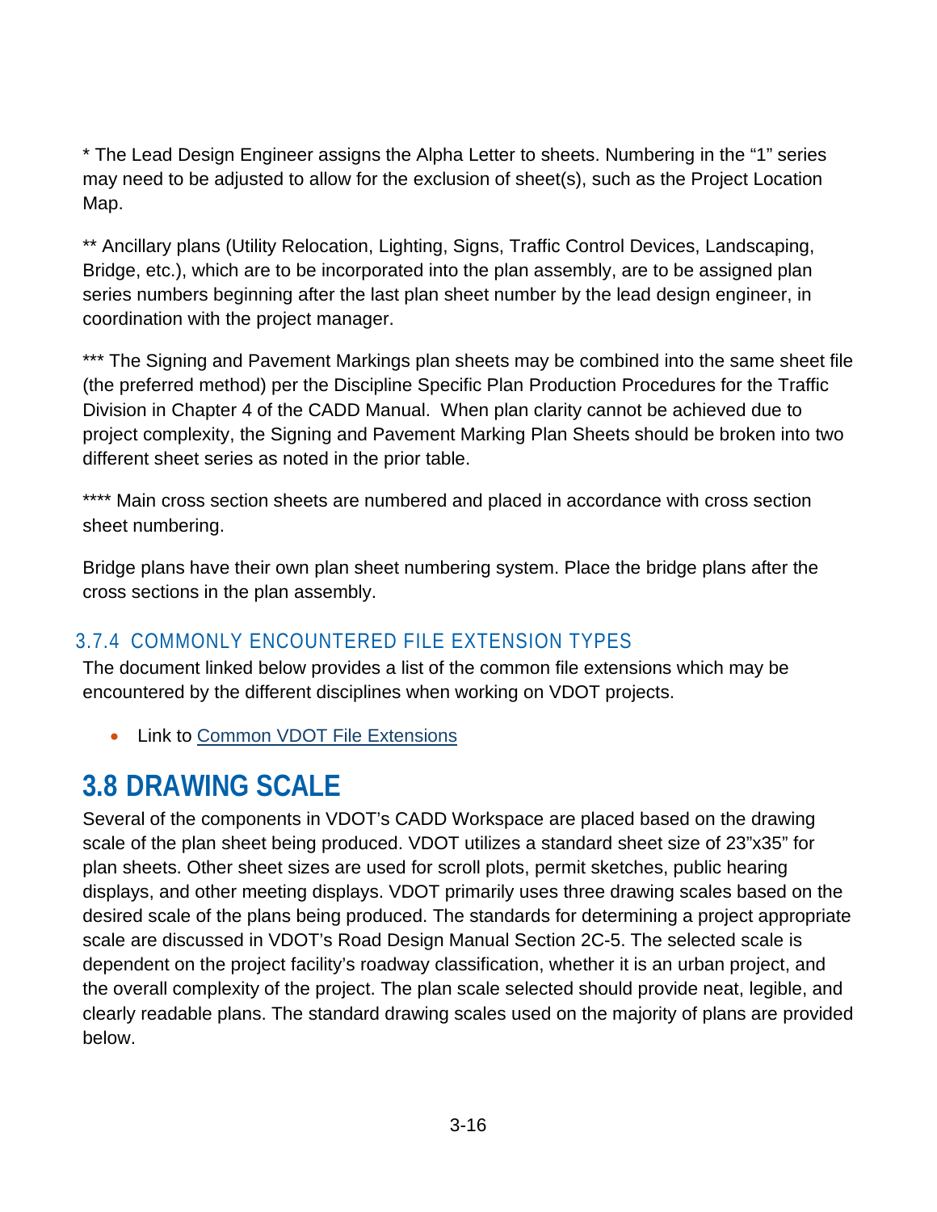* The Lead Design Engineer assigns the Alpha Letter to sheets. Numbering in the “1” series may need to be adjusted to allow for the exclusion of sheet(s), such as the Project Location Map.

** Ancillary plans (Utility Relocation, Lighting, Signs, Traffic Control Devices, Landscaping, Bridge, etc.), which are to be incorporated into the plan assembly, are to be assigned plan series numbers beginning after the last plan sheet number by the lead design engineer, in coordination with the project manager.

*** The Signing and Pavement Markings plan sheets may be combined into the same sheet file (the preferred method) per the Discipline Specific Plan Production Procedures for the Traffic Division in Chapter 4 of the CADD Manual. When plan clarity cannot be achieved due to project complexity, the Signing and Pavement Marking Plan Sheets should be broken into two different sheet series as noted in the prior table.

**** Main cross section sheets are numbered and placed in accordance with cross section sheet numbering.

Bridge plans have their own plan sheet numbering system. Place the bridge plans after the cross sections in the plan assembly.

### 3.7.4 COMMONLY ENCOUNTERED FILE EXTENSION TYPES

The document linked below provides a list of the common file extensions which may be encountered by the different disciplines when working on VDOT projects.

- Link to Common VDOT File Extensions

## 3.8 DRAWING SCALE

Several of the components in VDOT’s CADD Workspace are placed based on the drawing scale of the plan sheet being produced. VDOT utilizes a standard sheet size of 23”x35” for plan sheets. Other sheet sizes are used for scroll plots, permit sketches, public hearing displays, and other meeting displays. VDOT primarily uses three drawing scales based on the desired scale of the plans being produced. The standards for determining a project appropriate scale are discussed in VDOT’s Road Design Manual Section 2C-5. The selected scale is dependent on the project facility’s roadway classification, whether it is an urban project, and the overall complexity of the project. The plan scale selected should provide neat, legible, and clearly readable plans. The standard drawing scales used on the majority of plans are provided below.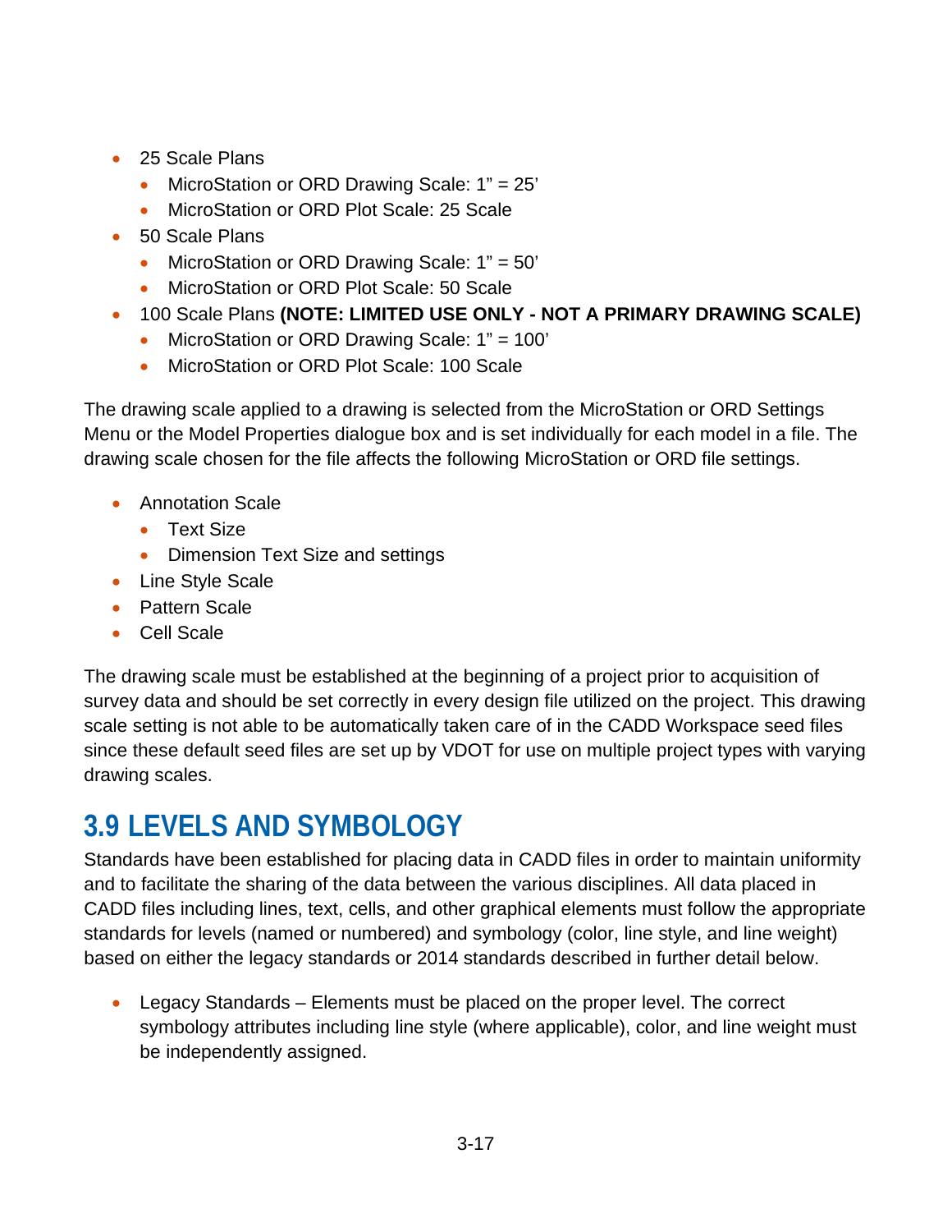- 25 Scale Plans
  - MicroStation or ORD Drawing Scale: 1” = 25’
  - MicroStation or ORD Plot Scale: 25 Scale
- 50 Scale Plans
  - MicroStation or ORD Drawing Scale: 1” = 50’
  - MicroStation or ORD Plot Scale: 50 Scale
- 100 Scale Plans **(NOTE: LIMITED USE ONLY - NOT A PRIMARY DRAWING SCALE)**
  - MicroStation or ORD Drawing Scale: 1” = 100’
  - MicroStation or ORD Plot Scale: 100 Scale

The drawing scale applied to a drawing is selected from the MicroStation or ORD Settings Menu or the Model Properties dialogue box and is set individually for each model in a file. The drawing scale chosen for the file affects the following MicroStation or ORD file settings.

- Annotation Scale
  - Text Size
  - Dimension Text Size and settings
- Line Style Scale
- Pattern Scale
- Cell Scale

The drawing scale must be established at the beginning of a project prior to acquisition of survey data and should be set correctly in every design file utilized on the project. This drawing scale setting is not able to be automatically taken care of in the CADD Workspace seed files since these default seed files are set up by VDOT for use on multiple project types with varying drawing scales.

## 3.9 LEVELS AND SYMBOLOGY

Standards have been established for placing data in CADD files in order to maintain uniformity and to facilitate the sharing of the data between the various disciplines. All data placed in CADD files including lines, text, cells, and other graphical elements must follow the appropriate standards for levels (named or numbered) and symbology (color, line style, and line weight) based on either the legacy standards or 2014 standards described in further detail below.

- Legacy Standards – Elements must be placed on the proper level. The correct symbology attributes including line style (where applicable), color, and line weight must be independently assigned.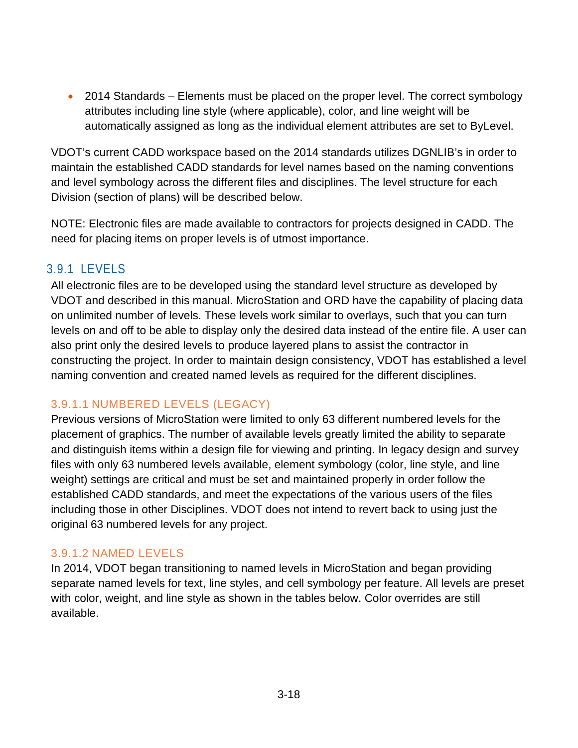- 2014 Standards – Elements must be placed on the proper level. The correct symbology attributes including line style (where applicable), color, and line weight will be automatically assigned as long as the individual element attributes are set to ByLevel.

VDOT's current CADD workspace based on the 2014 standards utilizes DGNLIB's in order to maintain the established CADD standards for level names based on the naming conventions and level symbology across the different files and disciplines. The level structure for each Division (section of plans) will be described below.

NOTE: Electronic files are made available to contractors for projects designed in CADD. The need for placing items on proper levels is of utmost importance.

## 3.9.1 LEVELS

All electronic files are to be developed using the standard level structure as developed by VDOT and described in this manual. MicroStation and ORD have the capability of placing data on unlimited number of levels. These levels work similar to overlays, such that you can turn levels on and off to be able to display only the desired data instead of the entire file. A user can also print only the desired levels to produce layered plans to assist the contractor in constructing the project. In order to maintain design consistency, VDOT has established a level naming convention and created named levels as required for the different disciplines.

### 3.9.1.1 NUMBERED LEVELS (LEGACY)

Previous versions of MicroStation were limited to only 63 different numbered levels for the placement of graphics. The number of available levels greatly limited the ability to separate and distinguish items within a design file for viewing and printing. In legacy design and survey files with only 63 numbered levels available, element symbology (color, line style, and line weight) settings are critical and must be set and maintained properly in order follow the established CADD standards, and meet the expectations of the various users of the files including those in other Disciplines. VDOT does not intend to revert back to using just the original 63 numbered levels for any project.

### 3.9.1.2 NAMED LEVELS

In 2014, VDOT began transitioning to named levels in MicroStation and began providing separate named levels for text, line styles, and cell symbology per feature. All levels are preset with color, weight, and line style as shown in the tables below. Color overrides are still available.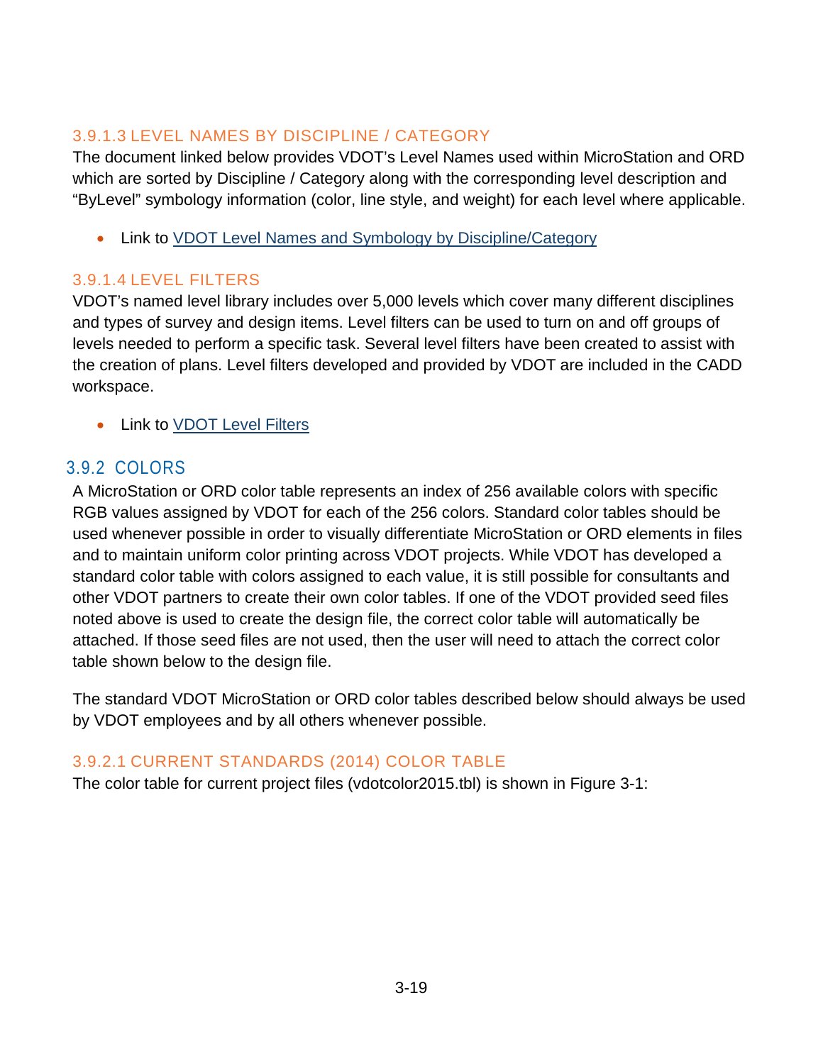#### 3.9.1.3 LEVEL NAMES BY DISCIPLINE / CATEGORY

The document linked below provides VDOT's Level Names used within MicroStation and ORD which are sorted by Discipline / Category along with the corresponding level description and "ByLevel" symbology information (color, line style, and weight) for each level where applicable.

- Link to VDOT Level Names and Symbology by Discipline/Category

#### 3.9.1.4 LEVEL FILTERS

VDOT's named level library includes over 5,000 levels which cover many different disciplines and types of survey and design items. Level filters can be used to turn on and off groups of levels needed to perform a specific task. Several level filters have been created to assist with the creation of plans. Level filters developed and provided by VDOT are included in the CADD workspace.

- Link to VDOT Level Filters

### 3.9.2 COLORS

A MicroStation or ORD color table represents an index of 256 available colors with specific RGB values assigned by VDOT for each of the 256 colors. Standard color tables should be used whenever possible in order to visually differentiate MicroStation or ORD elements in files and to maintain uniform color printing across VDOT projects. While VDOT has developed a standard color table with colors assigned to each value, it is still possible for consultants and other VDOT partners to create their own color tables. If one of the VDOT provided seed files noted above is used to create the design file, the correct color table will automatically be attached. If those seed files are not used, then the user will need to attach the correct color table shown below to the design file.

The standard VDOT MicroStation or ORD color tables described below should always be used by VDOT employees and by all others whenever possible.

#### 3.9.2.1 CURRENT STANDARDS (2014) COLOR TABLE

The color table for current project files (vdotcolor2015.tbl) is shown in Figure 3-1: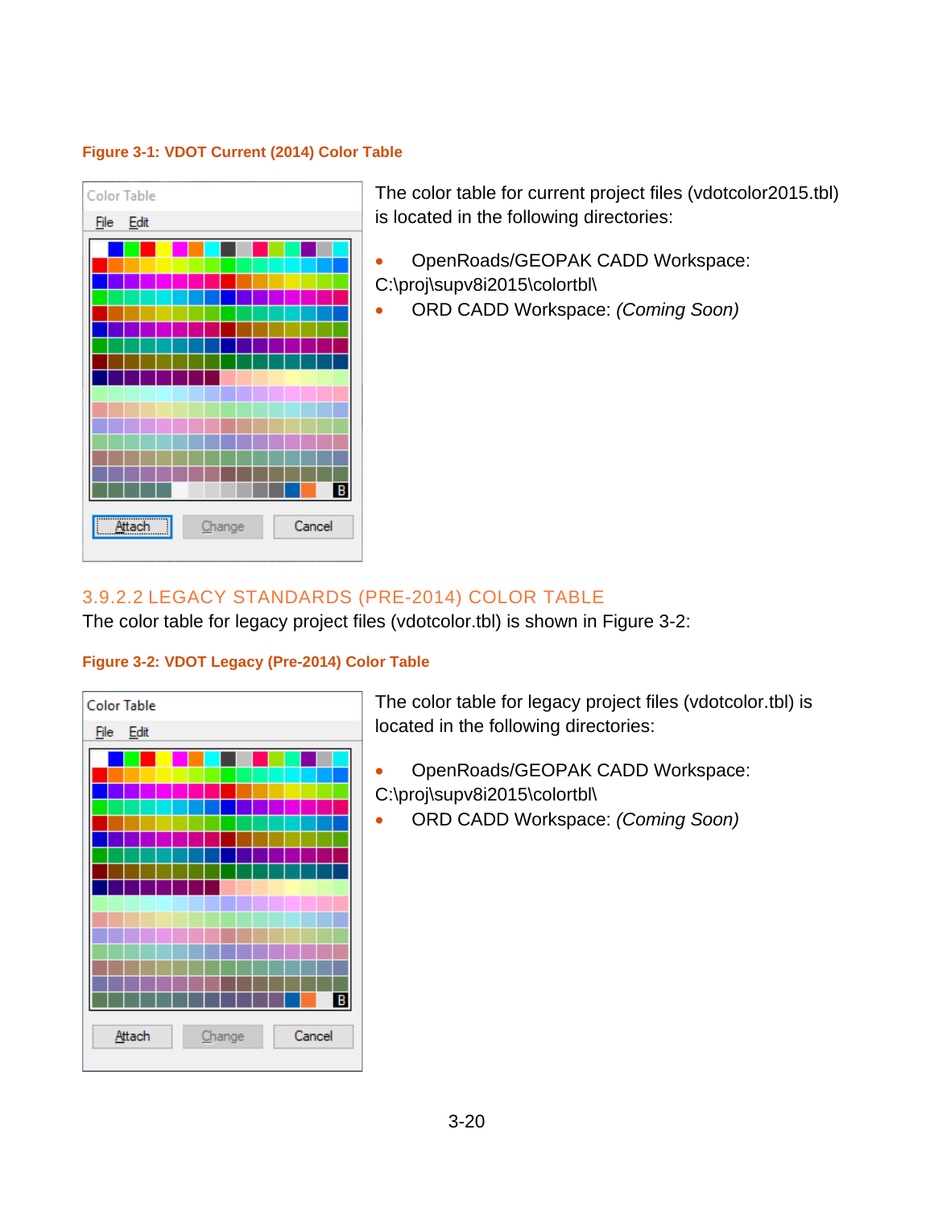**Figure 3-1: VDOT Current (2014) Color Table**

The color table for current project files (vdotcolor2015.tbl) is located in the following directories:

- OpenRoads/GEOPAK CADD Workspace: C:\proj\supv8i2015\colortbl\
- ORD CADD Workspace: *(Coming Soon)*

### 3.9.2.2 LEGACY STANDARDS (PRE-2014) COLOR TABLE

The color table for legacy project files (vdotcolor.tbl) is shown in Figure 3-2:

**Figure 3-2: VDOT Legacy (Pre-2014) Color Table**

The color table for legacy project files (vdotcolor.tbl) is located in the following directories:

- OpenRoads/GEOPAK CADD Workspace: C:\proj\supv8i2015\colortbl\
- ORD CADD Workspace: *(Coming Soon)*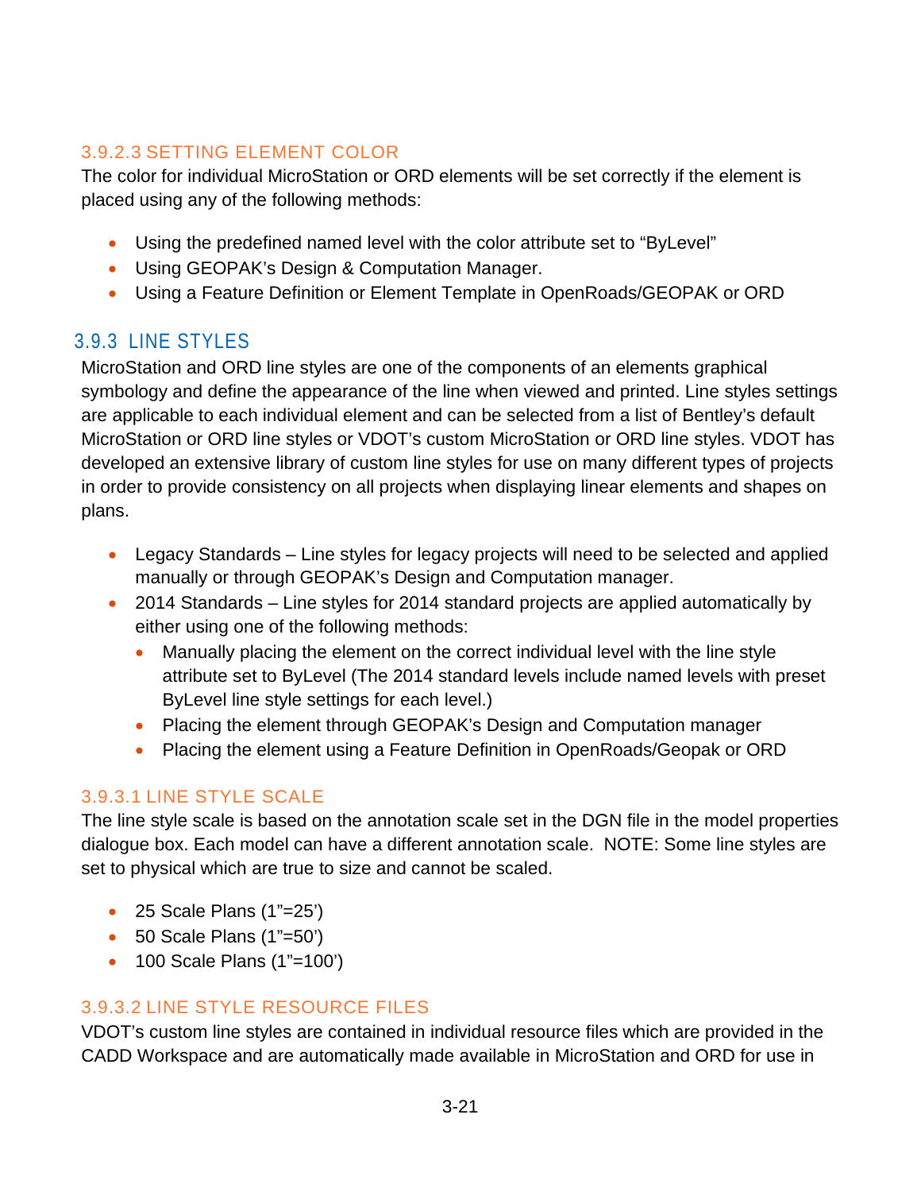#### 3.9.2.3 SETTING ELEMENT COLOR

The color for individual MicroStation or ORD elements will be set correctly if the element is placed using any of the following methods:

- Using the predefined named level with the color attribute set to "ByLevel"
- Using GEOPAK's Design & Computation Manager.
- Using a Feature Definition or Element Template in OpenRoads/GEOPAK or ORD

### 3.9.3 LINE STYLES

MicroStation and ORD line styles are one of the components of an elements graphical symbology and define the appearance of the line when viewed and printed. Line styles settings are applicable to each individual element and can be selected from a list of Bentley's default MicroStation or ORD line styles or VDOT's custom MicroStation or ORD line styles. VDOT has developed an extensive library of custom line styles for use on many different types of projects in order to provide consistency on all projects when displaying linear elements and shapes on plans.

- Legacy Standards – Line styles for legacy projects will need to be selected and applied manually or through GEOPAK's Design and Computation manager.
- 2014 Standards – Line styles for 2014 standard projects are applied automatically by either using one of the following methods:
  - Manually placing the element on the correct individual level with the line style attribute set to ByLevel (The 2014 standard levels include named levels with preset ByLevel line style settings for each level.)
  - Placing the element through GEOPAK's Design and Computation manager
  - Placing the element using a Feature Definition in OpenRoads/Geopak or ORD

#### 3.9.3.1 LINE STYLE SCALE

The line style scale is based on the annotation scale set in the DGN file in the model properties dialogue box. Each model can have a different annotation scale. NOTE: Some line styles are set to physical which are true to size and cannot be scaled.

- 25 Scale Plans (1"=25')
- 50 Scale Plans (1"=50')
- 100 Scale Plans (1"=100')

#### 3.9.3.2 LINE STYLE RESOURCE FILES

VDOT's custom line styles are contained in individual resource files which are provided in the CADD Workspace and are automatically made available in MicroStation and ORD for use in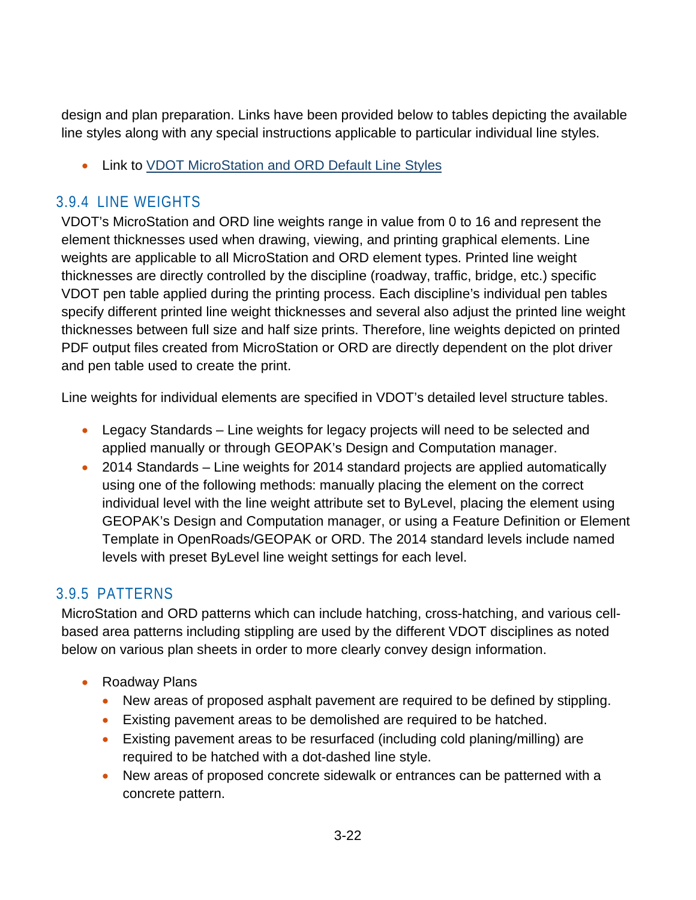design and plan preparation. Links have been provided below to tables depicting the available line styles along with any special instructions applicable to particular individual line styles.

- Link to VDOT MicroStation and ORD Default Line Styles

### 3.9.4 LINE WEIGHTS

VDOT's MicroStation and ORD line weights range in value from 0 to 16 and represent the element thicknesses used when drawing, viewing, and printing graphical elements. Line weights are applicable to all MicroStation and ORD element types. Printed line weight thicknesses are directly controlled by the discipline (roadway, traffic, bridge, etc.) specific VDOT pen table applied during the printing process. Each discipline's individual pen tables specify different printed line weight thicknesses and several also adjust the printed line weight thicknesses between full size and half size prints. Therefore, line weights depicted on printed PDF output files created from MicroStation or ORD are directly dependent on the plot driver and pen table used to create the print.

Line weights for individual elements are specified in VDOT's detailed level structure tables.

- Legacy Standards – Line weights for legacy projects will need to be selected and applied manually or through GEOPAK's Design and Computation manager.
- 2014 Standards – Line weights for 2014 standard projects are applied automatically using one of the following methods: manually placing the element on the correct individual level with the line weight attribute set to ByLevel, placing the element using GEOPAK's Design and Computation manager, or using a Feature Definition or Element Template in OpenRoads/GEOPAK or ORD. The 2014 standard levels include named levels with preset ByLevel line weight settings for each level.

### 3.9.5 PATTERNS

MicroStation and ORD patterns which can include hatching, cross-hatching, and various cell-based area patterns including stippling are used by the different VDOT disciplines as noted below on various plan sheets in order to more clearly convey design information.

- Roadway Plans
  - New areas of proposed asphalt pavement are required to be defined by stippling.
  - Existing pavement areas to be demolished are required to be hatched.
  - Existing pavement areas to be resurfaced (including cold planing/milling) are required to be hatched with a dot-dashed line style.
  - New areas of proposed concrete sidewalk or entrances can be patterned with a concrete pattern.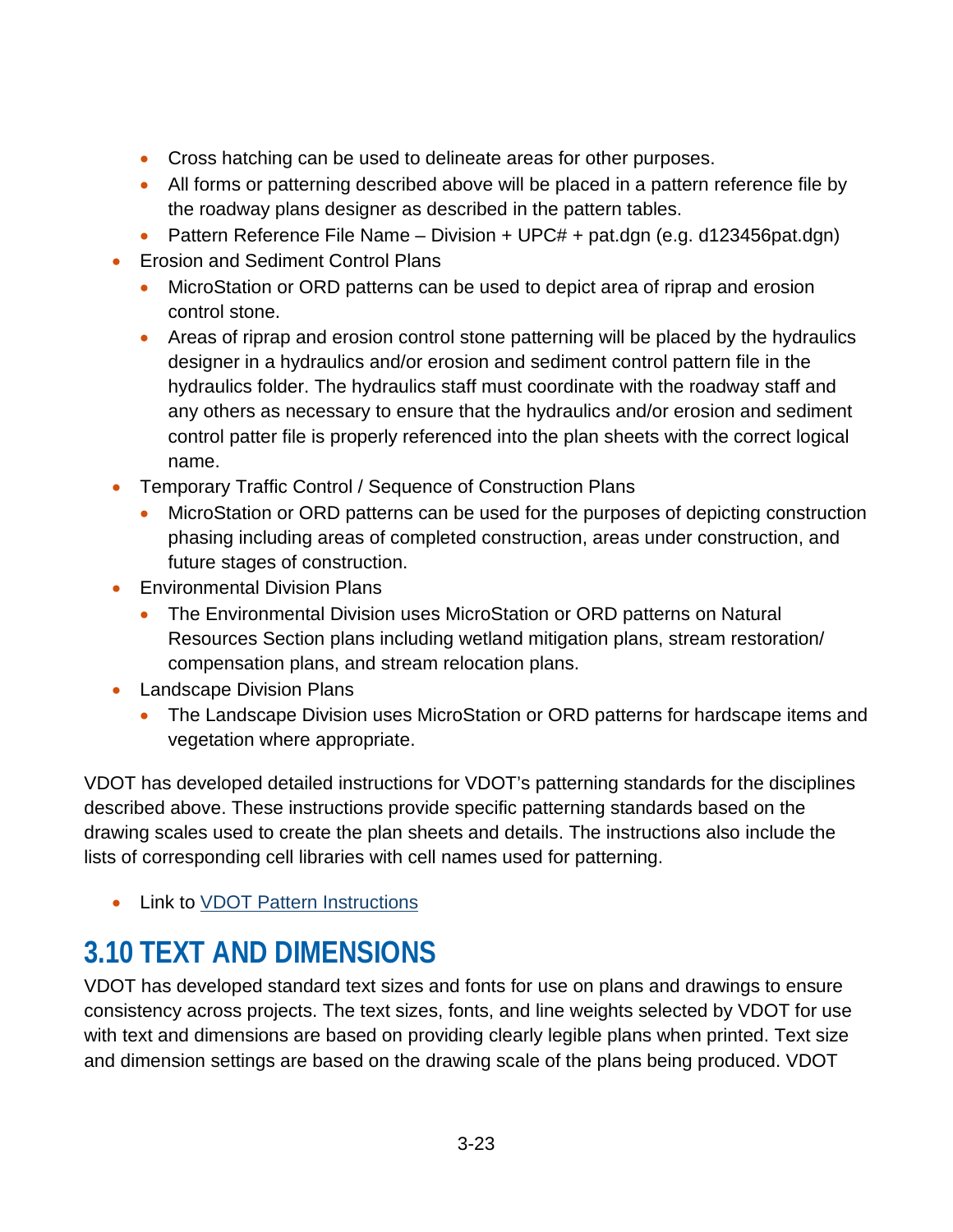- Cross hatching can be used to delineate areas for other purposes.
    - All forms or patterning described above will be placed in a pattern reference file by the roadway plans designer as described in the pattern tables.
    - Pattern Reference File Name – Division + UPC# + pat.dgn (e.g. d123456pat.dgn)
- Erosion and Sediment Control Plans
    - MicroStation or ORD patterns can be used to depict area of riprap and erosion control stone.
    - Areas of riprap and erosion control stone patterning will be placed by the hydraulics designer in a hydraulics and/or erosion and sediment control pattern file in the hydraulics folder. The hydraulics staff must coordinate with the roadway staff and any others as necessary to ensure that the hydraulics and/or erosion and sediment control patter file is properly referenced into the plan sheets with the correct logical name.
- Temporary Traffic Control / Sequence of Construction Plans
    - MicroStation or ORD patterns can be used for the purposes of depicting construction phasing including areas of completed construction, areas under construction, and future stages of construction.
- Environmental Division Plans
    - The Environmental Division uses MicroStation or ORD patterns on Natural Resources Section plans including wetland mitigation plans, stream restoration/ compensation plans, and stream relocation plans.
- Landscape Division Plans
    - The Landscape Division uses MicroStation or ORD patterns for hardscape items and vegetation where appropriate.

VDOT has developed detailed instructions for VDOT's patterning standards for the disciplines described above. These instructions provide specific patterning standards based on the drawing scales used to create the plan sheets and details. The instructions also include the lists of corresponding cell libraries with cell names used for patterning.

- Link to VDOT Pattern Instructions

## 3.10 TEXT AND DIMENSIONS

VDOT has developed standard text sizes and fonts for use on plans and drawings to ensure consistency across projects. The text sizes, fonts, and line weights selected by VDOT for use with text and dimensions are based on providing clearly legible plans when printed. Text size and dimension settings are based on the drawing scale of the plans being produced. VDOT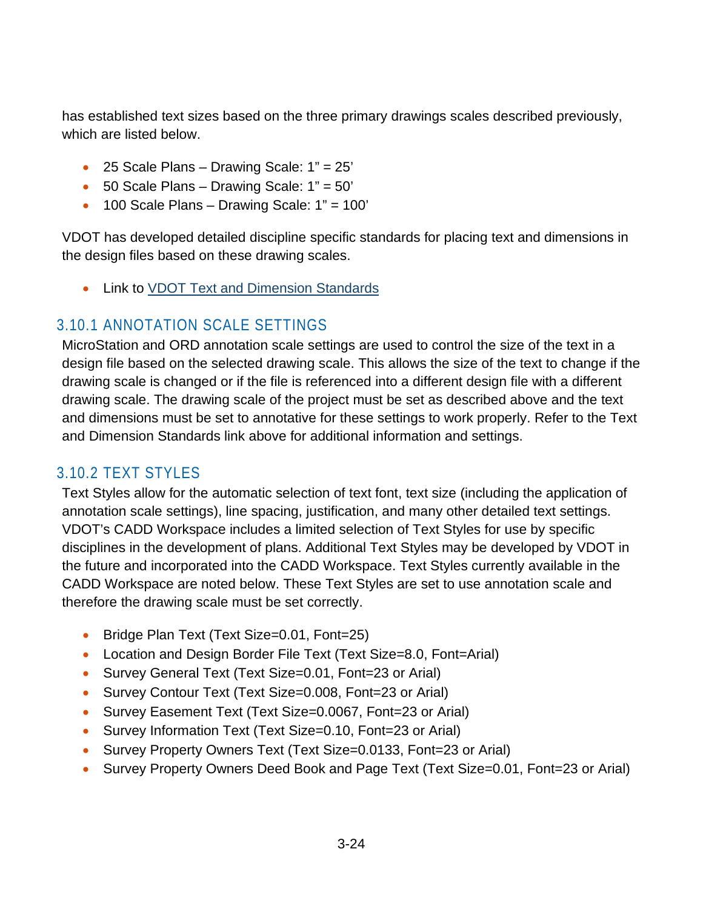has established text sizes based on the three primary drawings scales described previously, which are listed below.

- 25 Scale Plans – Drawing Scale: 1" = 25'
- 50 Scale Plans – Drawing Scale: 1" = 50'
- 100 Scale Plans – Drawing Scale: 1" = 100'

VDOT has developed detailed discipline specific standards for placing text and dimensions in the design files based on these drawing scales.

- Link to VDOT Text and Dimension Standards

### 3.10.1 ANNOTATION SCALE SETTINGS

MicroStation and ORD annotation scale settings are used to control the size of the text in a design file based on the selected drawing scale. This allows the size of the text to change if the drawing scale is changed or if the file is referenced into a different design file with a different drawing scale. The drawing scale of the project must be set as described above and the text and dimensions must be set to annotative for these settings to work properly. Refer to the Text and Dimension Standards link above for additional information and settings.

### 3.10.2 TEXT STYLES

Text Styles allow for the automatic selection of text font, text size (including the application of annotation scale settings), line spacing, justification, and many other detailed text settings. VDOT's CADD Workspace includes a limited selection of Text Styles for use by specific disciplines in the development of plans. Additional Text Styles may be developed by VDOT in the future and incorporated into the CADD Workspace. Text Styles currently available in the CADD Workspace are noted below. These Text Styles are set to use annotation scale and therefore the drawing scale must be set correctly.

- Bridge Plan Text (Text Size=0.01, Font=25)
- Location and Design Border File Text (Text Size=8.0, Font=Arial)
- Survey General Text (Text Size=0.01, Font=23 or Arial)
- Survey Contour Text (Text Size=0.008, Font=23 or Arial)
- Survey Easement Text (Text Size=0.0067, Font=23 or Arial)
- Survey Information Text (Text Size=0.10, Font=23 or Arial)
- Survey Property Owners Text (Text Size=0.0133, Font=23 or Arial)
- Survey Property Owners Deed Book and Page Text (Text Size=0.01, Font=23 or Arial)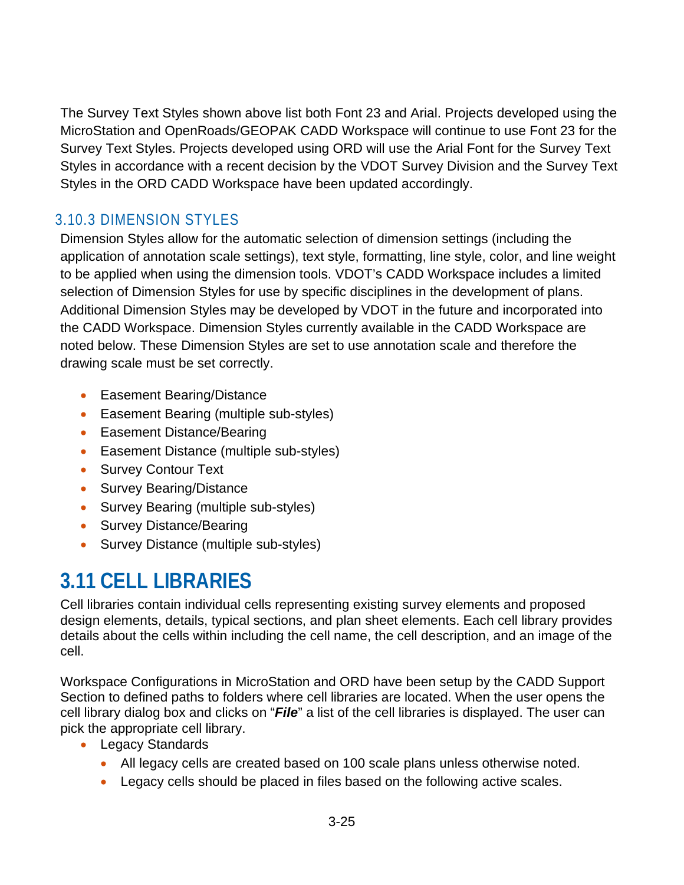The Survey Text Styles shown above list both Font 23 and Arial. Projects developed using the MicroStation and OpenRoads/GEOPAK CADD Workspace will continue to use Font 23 for the Survey Text Styles. Projects developed using ORD will use the Arial Font for the Survey Text Styles in accordance with a recent decision by the VDOT Survey Division and the Survey Text Styles in the ORD CADD Workspace have been updated accordingly.

### 3.10.3 DIMENSION STYLES

Dimension Styles allow for the automatic selection of dimension settings (including the application of annotation scale settings), text style, formatting, line style, color, and line weight to be applied when using the dimension tools. VDOT's CADD Workspace includes a limited selection of Dimension Styles for use by specific disciplines in the development of plans. Additional Dimension Styles may be developed by VDOT in the future and incorporated into the CADD Workspace. Dimension Styles currently available in the CADD Workspace are noted below. These Dimension Styles are set to use annotation scale and therefore the drawing scale must be set correctly.

- Easement Bearing/Distance
- Easement Bearing (multiple sub-styles)
- Easement Distance/Bearing
- Easement Distance (multiple sub-styles)
- Survey Contour Text
- Survey Bearing/Distance
- Survey Bearing (multiple sub-styles)
- Survey Distance/Bearing
- Survey Distance (multiple sub-styles)

## 3.11 CELL LIBRARIES

Cell libraries contain individual cells representing existing survey elements and proposed design elements, details, typical sections, and plan sheet elements. Each cell library provides details about the cells within including the cell name, the cell description, and an image of the cell.

Workspace Configurations in MicroStation and ORD have been setup by the CADD Support Section to defined paths to folders where cell libraries are located. When the user opens the cell library dialog box and clicks on "***File***" a list of the cell libraries is displayed. The user can pick the appropriate cell library.

- Legacy Standards
  - All legacy cells are created based on 100 scale plans unless otherwise noted.
  - Legacy cells should be placed in files based on the following active scales.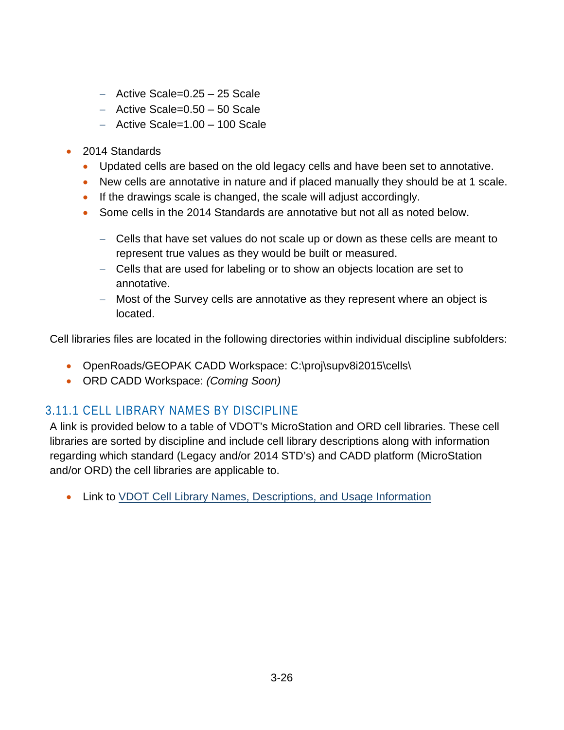- Active Scale=0.25 – 25 Scale
  - Active Scale=0.50 – 50 Scale
  - Active Scale=1.00 – 100 Scale

- 2014 Standards
  - Updated cells are based on the old legacy cells and have been set to annotative.
  - New cells are annotative in nature and if placed manually they should be at 1 scale.
  - If the drawings scale is changed, the scale will adjust accordingly.
  - Some cells in the 2014 Standards are annotative but not all as noted below.
    - Cells that have set values do not scale up or down as these cells are meant to represent true values as they would be built or measured.
    - Cells that are used for labeling or to show an objects location are set to annotative.
    - Most of the Survey cells are annotative as they represent where an object is located.

Cell libraries files are located in the following directories within individual discipline subfolders:

- OpenRoads/GEOPAK CADD Workspace: C:\proj\supv8i2015\cells\
- ORD CADD Workspace: *(Coming Soon)*

### 3.11.1 CELL LIBRARY NAMES BY DISCIPLINE

A link is provided below to a table of VDOT's MicroStation and ORD cell libraries. These cell libraries are sorted by discipline and include cell library descriptions along with information regarding which standard (Legacy and/or 2014 STD's) and CADD platform (MicroStation and/or ORD) the cell libraries are applicable to.

- Link to VDOT Cell Library Names, Descriptions, and Usage Information